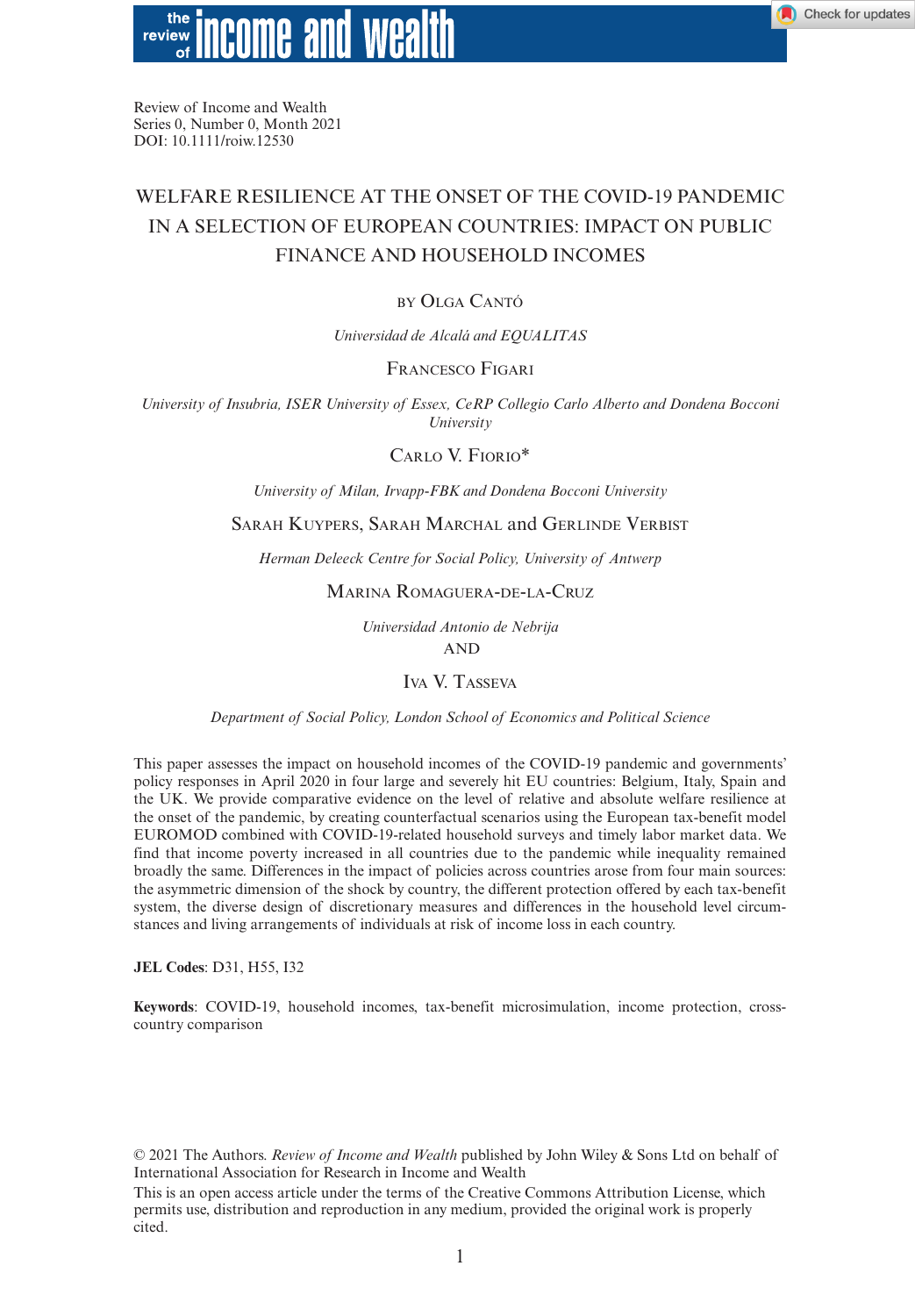Review of Income and Wealth
Series 0, Number 0, Month 2021
DOI: 10.1111/roiw.12530

# WELFARE RESILIENCE AT THE ONSET OF THE COVID-19 PANDEMIC IN A SELECTION OF EUROPEAN COUNTRIES: IMPACT ON PUBLIC FINANCE AND HOUSEHOLD INCOMES

BY OLGA CANTÓ

*Universidad de Alcalá and EQUALITAS*

FRANCESCO FIGARI

*University of Insubria, ISER University of Essex, CeRP Collegio Carlo Alberto and Dondena Bocconi University*

CARLO V. FIORIO*

*University of Milan, Irvapp-FBK and Dondena Bocconi University*

SARAH KUYPERS, SARAH MARCHAL and GERLINDE VERBIST

*Herman Deleeck Centre for Social Policy, University of Antwerp*

MARINA ROMAGUERA-DE-LA-CRUZ

*Universidad Antonio de Nebrija*

AND

IVA V. TASSEVA

*Department of Social Policy, London School of Economics and Political Science*

This paper assesses the impact on household incomes of the COVID-19 pandemic and governments' policy responses in April 2020 in four large and severely hit EU countries: Belgium, Italy, Spain and the UK. We provide comparative evidence on the level of relative and absolute welfare resilience at the onset of the pandemic, by creating counterfactual scenarios using the European tax-benefit model EUROMOD combined with COVID-19-related household surveys and timely labor market data. We find that income poverty increased in all countries due to the pandemic while inequality remained broadly the same. Differences in the impact of policies across countries arose from four main sources: the asymmetric dimension of the shock by country, the different protection offered by each tax-benefit system, the diverse design of discretionary measures and differences in the household level circumstances and living arrangements of individuals at risk of income loss in each country.

**JEL Codes**: D31, H55, I32

**Keywords**: COVID-19, household incomes, tax-benefit microsimulation, income protection, cross-country comparison

© 2021 The Authors. *Review of Income and Wealth* published by John Wiley & Sons Ltd on behalf of International Association for Research in Income and Wealth

This is an open access article under the terms of the Creative Commons Attribution License, which permits use, distribution and reproduction in any medium, provided the original work is properly cited.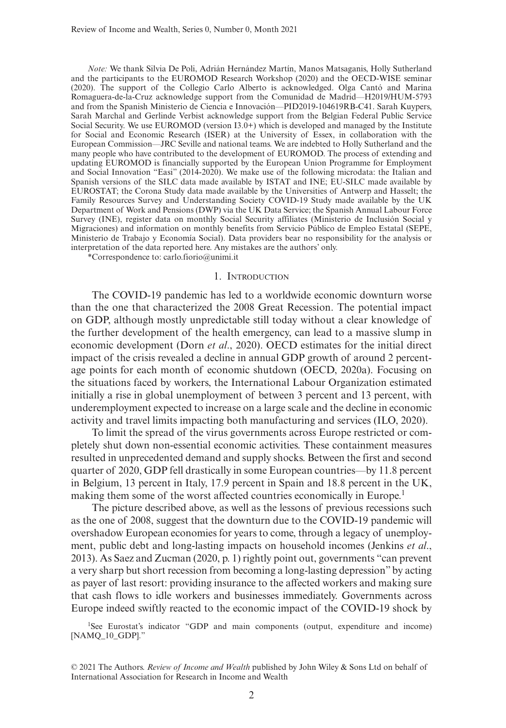*Note:* We thank Silvia De Poli, Adrián Hernández Martín, Manos Matsaganis, Holly Sutherland and the participants to the EUROMOD Research Workshop (2020) and the OECD-WISE seminar (2020). The support of the Collegio Carlo Alberto is acknowledged. Olga Cantó and Marina Romaguera-de-la-Cruz acknowledge support from the Comunidad de Madrid—H2019/HUM-5793 and from the Spanish Ministerio de Ciencia e Innovación—PID2019-104619RB-C41. Sarah Kuypers, Sarah Marchal and Gerlinde Verbist acknowledge support from the Belgian Federal Public Service Social Security. We use EUROMOD (version I3.0+) which is developed and managed by the Institute for Social and Economic Research (ISER) at the University of Essex, in collaboration with the European Commission—JRC Seville and national teams. We are indebted to Holly Sutherland and the many people who have contributed to the development of EUROMOD. The process of extending and updating EUROMOD is financially supported by the European Union Programme for Employment and Social Innovation "Easi" (2014-2020). We make use of the following microdata: the Italian and Spanish versions of the SILC data made available by ISTAT and INE; EU-SILC made available by EUROSTAT; the Corona Study data made available by the Universities of Antwerp and Hasselt; the Family Resources Survey and Understanding Society COVID-19 Study made available by the UK Department of Work and Pensions (DWP) via the UK Data Service; the Spanish Annual Labour Force Survey (INE), register data on monthly Social Security affiliates (Ministerio de Inclusión Social y Migraciones) and information on monthly benefits from Servicio Público de Empleo Estatal (SEPE, Ministerio de Trabajo y Economía Social). Data providers bear no responsibility for the analysis or interpretation of the data reported here. Any mistakes are the authors' only.

*Correspondence to: carlo.fiorio@unimi.it

## 1. Introduction

The COVID-19 pandemic has led to a worldwide economic downturn worse than the one that characterized the 2008 Great Recession. The potential impact on GDP, although mostly unpredictable still today without a clear knowledge of the further development of the health emergency, can lead to a massive slump in economic development (Dorn *et al*., 2020). OECD estimates for the initial direct impact of the crisis revealed a decline in annual GDP growth of around 2 percentage points for each month of economic shutdown (OECD, 2020a). Focusing on the situations faced by workers, the International Labour Organization estimated initially a rise in global unemployment of between 3 percent and 13 percent, with underemployment expected to increase on a large scale and the decline in economic activity and travel limits impacting both manufacturing and services (ILO, 2020).

To limit the spread of the virus governments across Europe restricted or completely shut down non-essential economic activities. These containment measures resulted in unprecedented demand and supply shocks. Between the first and second quarter of 2020, GDP fell drastically in some European countries—by 11.8 percent in Belgium, 13 percent in Italy, 17.9 percent in Spain and 18.8 percent in the UK, making them some of the worst affected countries economically in Europe.[1]

The picture described above, as well as the lessons of previous recessions such as the one of 2008, suggest that the downturn due to the COVID-19 pandemic will overshadow European economies for years to come, through a legacy of unemployment, public debt and long-lasting impacts on household incomes (Jenkins *et al*., 2013). As Saez and Zucman (2020, p. 1) rightly point out, governments "can prevent a very sharp but short recession from becoming a long-lasting depression" by acting as payer of last resort: providing insurance to the affected workers and making sure that cash flows to idle workers and businesses immediately. Governments across Europe indeed swiftly reacted to the economic impact of the COVID-19 shock by

[1]See Eurostat's indicator "GDP and main components (output, expenditure and income) [NAMQ_10_GDP]."

© 2021 The Authors. *Review of Income and Wealth* published by John Wiley & Sons Ltd on behalf of International Association for Research in Income and Wealth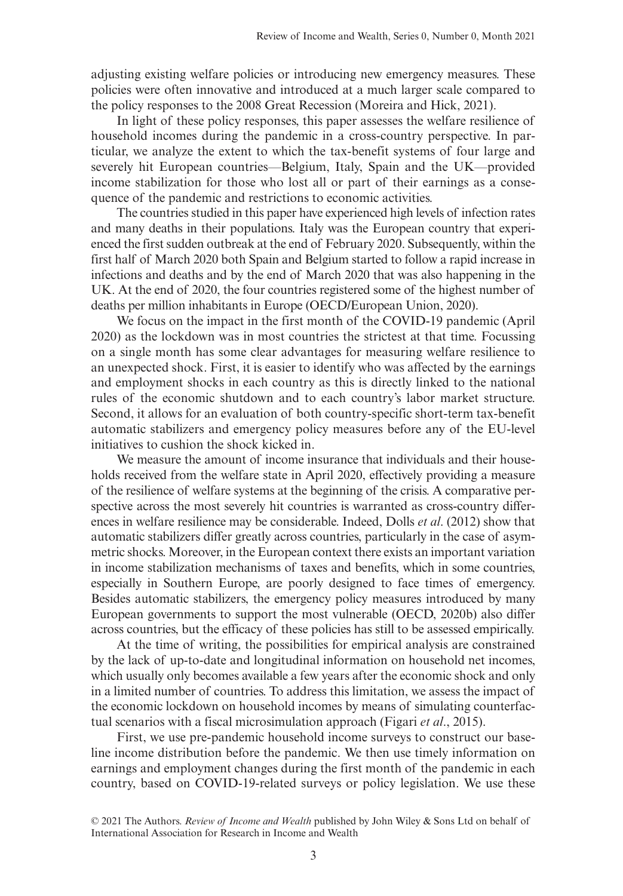adjusting existing welfare policies or introducing new emergency measures. These policies were often innovative and introduced at a much larger scale compared to the policy responses to the 2008 Great Recession (Moreira and Hick, 2021).

In light of these policy responses, this paper assesses the welfare resilience of household incomes during the pandemic in a cross-country perspective. In particular, we analyze the extent to which the tax-benefit systems of four large and severely hit European countries—Belgium, Italy, Spain and the UK—provided income stabilization for those who lost all or part of their earnings as a consequence of the pandemic and restrictions to economic activities.

The countries studied in this paper have experienced high levels of infection rates and many deaths in their populations. Italy was the European country that experienced the first sudden outbreak at the end of February 2020. Subsequently, within the first half of March 2020 both Spain and Belgium started to follow a rapid increase in infections and deaths and by the end of March 2020 that was also happening in the UK. At the end of 2020, the four countries registered some of the highest number of deaths per million inhabitants in Europe (OECD/European Union, 2020).

We focus on the impact in the first month of the COVID-19 pandemic (April 2020) as the lockdown was in most countries the strictest at that time. Focussing on a single month has some clear advantages for measuring welfare resilience to an unexpected shock. First, it is easier to identify who was affected by the earnings and employment shocks in each country as this is directly linked to the national rules of the economic shutdown and to each country's labor market structure. Second, it allows for an evaluation of both country-specific short-term tax-benefit automatic stabilizers and emergency policy measures before any of the EU-level initiatives to cushion the shock kicked in.

We measure the amount of income insurance that individuals and their households received from the welfare state in April 2020, effectively providing a measure of the resilience of welfare systems at the beginning of the crisis. A comparative perspective across the most severely hit countries is warranted as cross-country differences in welfare resilience may be considerable. Indeed, Dolls *et al*. (2012) show that automatic stabilizers differ greatly across countries, particularly in the case of asymmetric shocks. Moreover, in the European context there exists an important variation in income stabilization mechanisms of taxes and benefits, which in some countries, especially in Southern Europe, are poorly designed to face times of emergency. Besides automatic stabilizers, the emergency policy measures introduced by many European governments to support the most vulnerable (OECD, 2020b) also differ across countries, but the efficacy of these policies has still to be assessed empirically.

At the time of writing, the possibilities for empirical analysis are constrained by the lack of up-to-date and longitudinal information on household net incomes, which usually only becomes available a few years after the economic shock and only in a limited number of countries. To address this limitation, we assess the impact of the economic lockdown on household incomes by means of simulating counterfactual scenarios with a fiscal microsimulation approach (Figari *et al*., 2015).

First, we use pre-pandemic household income surveys to construct our baseline income distribution before the pandemic. We then use timely information on earnings and employment changes during the first month of the pandemic in each country, based on COVID-19-related surveys or policy legislation. We use these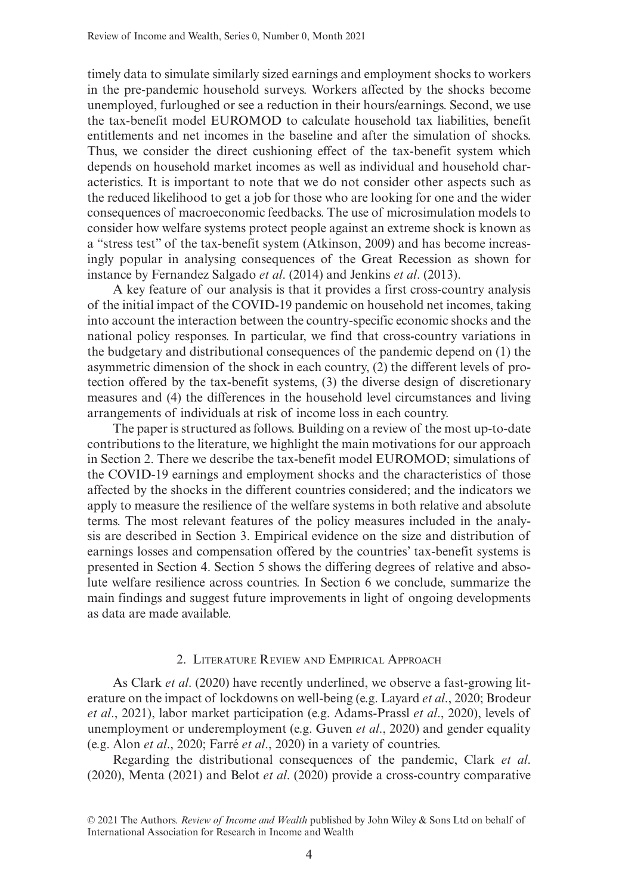timely data to simulate similarly sized earnings and employment shocks to workers in the pre-pandemic household surveys. Workers affected by the shocks become unemployed, furloughed or see a reduction in their hours/earnings. Second, we use the tax-benefit model EUROMOD to calculate household tax liabilities, benefit entitlements and net incomes in the baseline and after the simulation of shocks. Thus, we consider the direct cushioning effect of the tax-benefit system which depends on household market incomes as well as individual and household characteristics. It is important to note that we do not consider other aspects such as the reduced likelihood to get a job for those who are looking for one and the wider consequences of macroeconomic feedbacks. The use of microsimulation models to consider how welfare systems protect people against an extreme shock is known as a "stress test" of the tax-benefit system (Atkinson, 2009) and has become increasingly popular in analysing consequences of the Great Recession as shown for instance by Fernandez Salgado *et al*. (2014) and Jenkins *et al*. (2013).

A key feature of our analysis is that it provides a first cross-country analysis of the initial impact of the COVID-19 pandemic on household net incomes, taking into account the interaction between the country-specific economic shocks and the national policy responses. In particular, we find that cross-country variations in the budgetary and distributional consequences of the pandemic depend on (1) the asymmetric dimension of the shock in each country, (2) the different levels of protection offered by the tax-benefit systems, (3) the diverse design of discretionary measures and (4) the differences in the household level circumstances and living arrangements of individuals at risk of income loss in each country.

The paper is structured as follows. Building on a review of the most up-to-date contributions to the literature, we highlight the main motivations for our approach in Section 2. There we describe the tax-benefit model EUROMOD; simulations of the COVID-19 earnings and employment shocks and the characteristics of those affected by the shocks in the different countries considered; and the indicators we apply to measure the resilience of the welfare systems in both relative and absolute terms. The most relevant features of the policy measures included in the analysis are described in Section 3. Empirical evidence on the size and distribution of earnings losses and compensation offered by the countries' tax-benefit systems is presented in Section 4. Section 5 shows the differing degrees of relative and absolute welfare resilience across countries. In Section 6 we conclude, summarize the main findings and suggest future improvements in light of ongoing developments as data are made available.

## 2. Literature Review and Empirical Approach

As Clark *et al*. (2020) have recently underlined, we observe a fast-growing literature on the impact of lockdowns on well-being (e.g. Layard *et al*., 2020; Brodeur *et al*., 2021), labor market participation (e.g. Adams-Prassl *et al*., 2020), levels of unemployment or underemployment (e.g. Guven *et al*., 2020) and gender equality (e.g. Alon *et al*., 2020; Farré *et al*., 2020) in a variety of countries.

Regarding the distributional consequences of the pandemic, Clark *et al*. (2020), Menta (2021) and Belot *et al*. (2020) provide a cross-country comparative

© 2021 The Authors. *Review of Income and Wealth* published by John Wiley & Sons Ltd on behalf of International Association for Research in Income and Wealth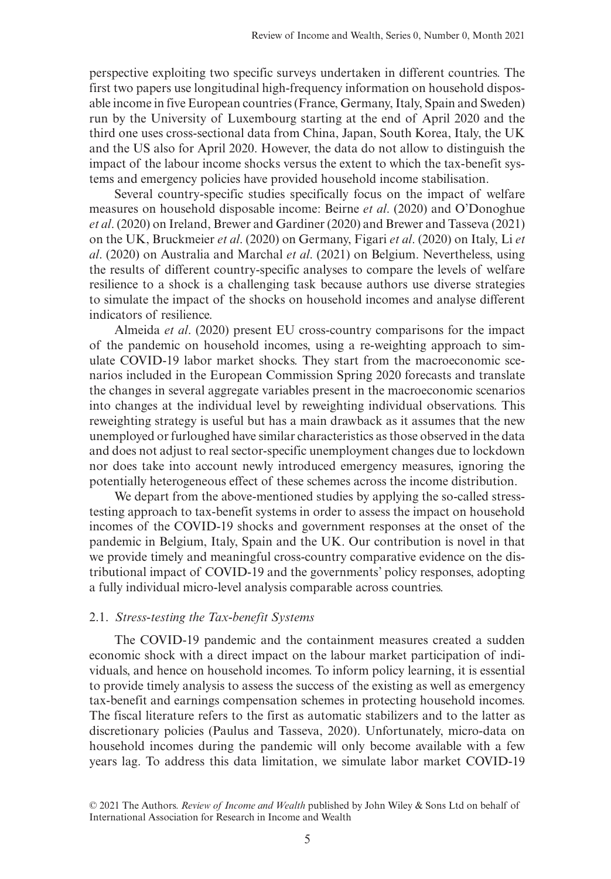perspective exploiting two specific surveys undertaken in different countries. The first two papers use longitudinal high-frequency information on household disposable income in five European countries (France, Germany, Italy, Spain and Sweden) run by the University of Luxembourg starting at the end of April 2020 and the third one uses cross-sectional data from China, Japan, South Korea, Italy, the UK and the US also for April 2020. However, the data do not allow to distinguish the impact of the labour income shocks versus the extent to which the tax-benefit systems and emergency policies have provided household income stabilisation.

Several country-specific studies specifically focus on the impact of welfare measures on household disposable income: Beirne *et al*. (2020) and O'Donoghue *et al*. (2020) on Ireland, Brewer and Gardiner (2020) and Brewer and Tasseva (2021) on the UK, Bruckmeier *et al*. (2020) on Germany, Figari *et al*. (2020) on Italy, Li *et al*. (2020) on Australia and Marchal *et al*. (2021) on Belgium. Nevertheless, using the results of different country-specific analyses to compare the levels of welfare resilience to a shock is a challenging task because authors use diverse strategies to simulate the impact of the shocks on household incomes and analyse different indicators of resilience.

Almeida *et al*. (2020) present EU cross-country comparisons for the impact of the pandemic on household incomes, using a re-weighting approach to simulate COVID-19 labor market shocks. They start from the macroeconomic scenarios included in the European Commission Spring 2020 forecasts and translate the changes in several aggregate variables present in the macroeconomic scenarios into changes at the individual level by reweighting individual observations. This reweighting strategy is useful but has a main drawback as it assumes that the new unemployed or furloughed have similar characteristics as those observed in the data and does not adjust to real sector-specific unemployment changes due to lockdown nor does take into account newly introduced emergency measures, ignoring the potentially heterogeneous effect of these schemes across the income distribution.

We depart from the above-mentioned studies by applying the so-called stress-testing approach to tax-benefit systems in order to assess the impact on household incomes of the COVID-19 shocks and government responses at the onset of the pandemic in Belgium, Italy, Spain and the UK. Our contribution is novel in that we provide timely and meaningful cross-country comparative evidence on the distributional impact of COVID-19 and the governments' policy responses, adopting a fully individual micro-level analysis comparable across countries.

### 2.1. *Stress-testing the Tax-benefit Systems*

The COVID-19 pandemic and the containment measures created a sudden economic shock with a direct impact on the labour market participation of individuals, and hence on household incomes. To inform policy learning, it is essential to provide timely analysis to assess the success of the existing as well as emergency tax-benefit and earnings compensation schemes in protecting household incomes. The fiscal literature refers to the first as automatic stabilizers and to the latter as discretionary policies (Paulus and Tasseva, 2020). Unfortunately, micro-data on household incomes during the pandemic will only become available with a few years lag. To address this data limitation, we simulate labor market COVID-19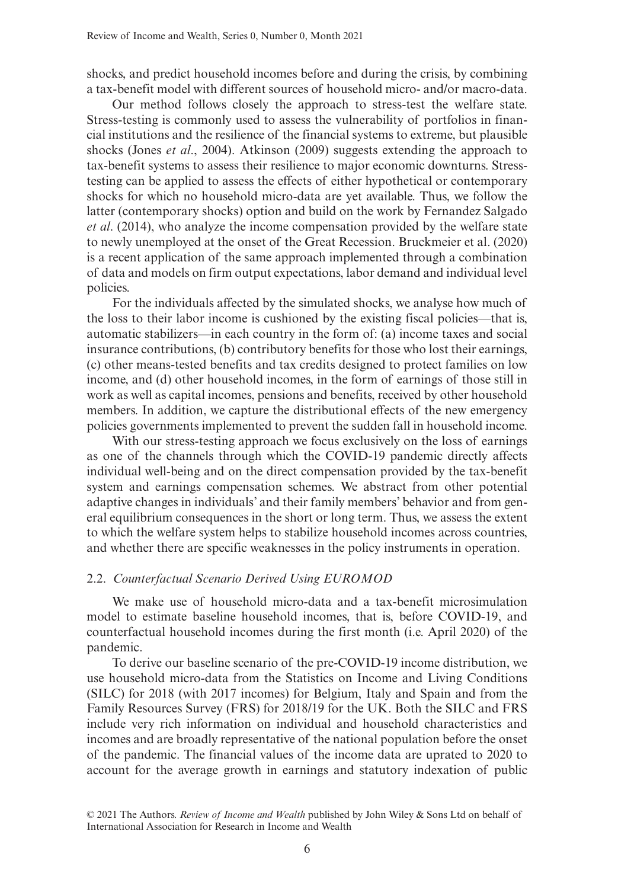shocks, and predict household incomes before and during the crisis, by combining a tax-benefit model with different sources of household micro- and/or macro-data.

Our method follows closely the approach to stress-test the welfare state. Stress-testing is commonly used to assess the vulnerability of portfolios in financial institutions and the resilience of the financial systems to extreme, but plausible shocks (Jones *et al*., 2004). Atkinson (2009) suggests extending the approach to tax-benefit systems to assess their resilience to major economic downturns. Stress-testing can be applied to assess the effects of either hypothetical or contemporary shocks for which no household micro-data are yet available. Thus, we follow the latter (contemporary shocks) option and build on the work by Fernandez Salgado *et al*. (2014), who analyze the income compensation provided by the welfare state to newly unemployed at the onset of the Great Recession. Bruckmeier et al. (2020) is a recent application of the same approach implemented through a combination of data and models on firm output expectations, labor demand and individual level policies.

For the individuals affected by the simulated shocks, we analyse how much of the loss to their labor income is cushioned by the existing fiscal policies—that is, automatic stabilizers—in each country in the form of: (a) income taxes and social insurance contributions, (b) contributory benefits for those who lost their earnings, (c) other means-tested benefits and tax credits designed to protect families on low income, and (d) other household incomes, in the form of earnings of those still in work as well as capital incomes, pensions and benefits, received by other household members. In addition, we capture the distributional effects of the new emergency policies governments implemented to prevent the sudden fall in household income.

With our stress-testing approach we focus exclusively on the loss of earnings as one of the channels through which the COVID-19 pandemic directly affects individual well-being and on the direct compensation provided by the tax-benefit system and earnings compensation schemes. We abstract from other potential adaptive changes in individuals' and their family members' behavior and from general equilibrium consequences in the short or long term. Thus, we assess the extent to which the welfare system helps to stabilize household incomes across countries, and whether there are specific weaknesses in the policy instruments in operation.

### 2.2. *Counterfactual Scenario Derived Using EUROMOD*

We make use of household micro-data and a tax-benefit microsimulation model to estimate baseline household incomes, that is, before COVID-19, and counterfactual household incomes during the first month (i.e. April 2020) of the pandemic.

To derive our baseline scenario of the pre-COVID-19 income distribution, we use household micro-data from the Statistics on Income and Living Conditions (SILC) for 2018 (with 2017 incomes) for Belgium, Italy and Spain and from the Family Resources Survey (FRS) for 2018/19 for the UK. Both the SILC and FRS include very rich information on individual and household characteristics and incomes and are broadly representative of the national population before the onset of the pandemic. The financial values of the income data are uprated to 2020 to account for the average growth in earnings and statutory indexation of public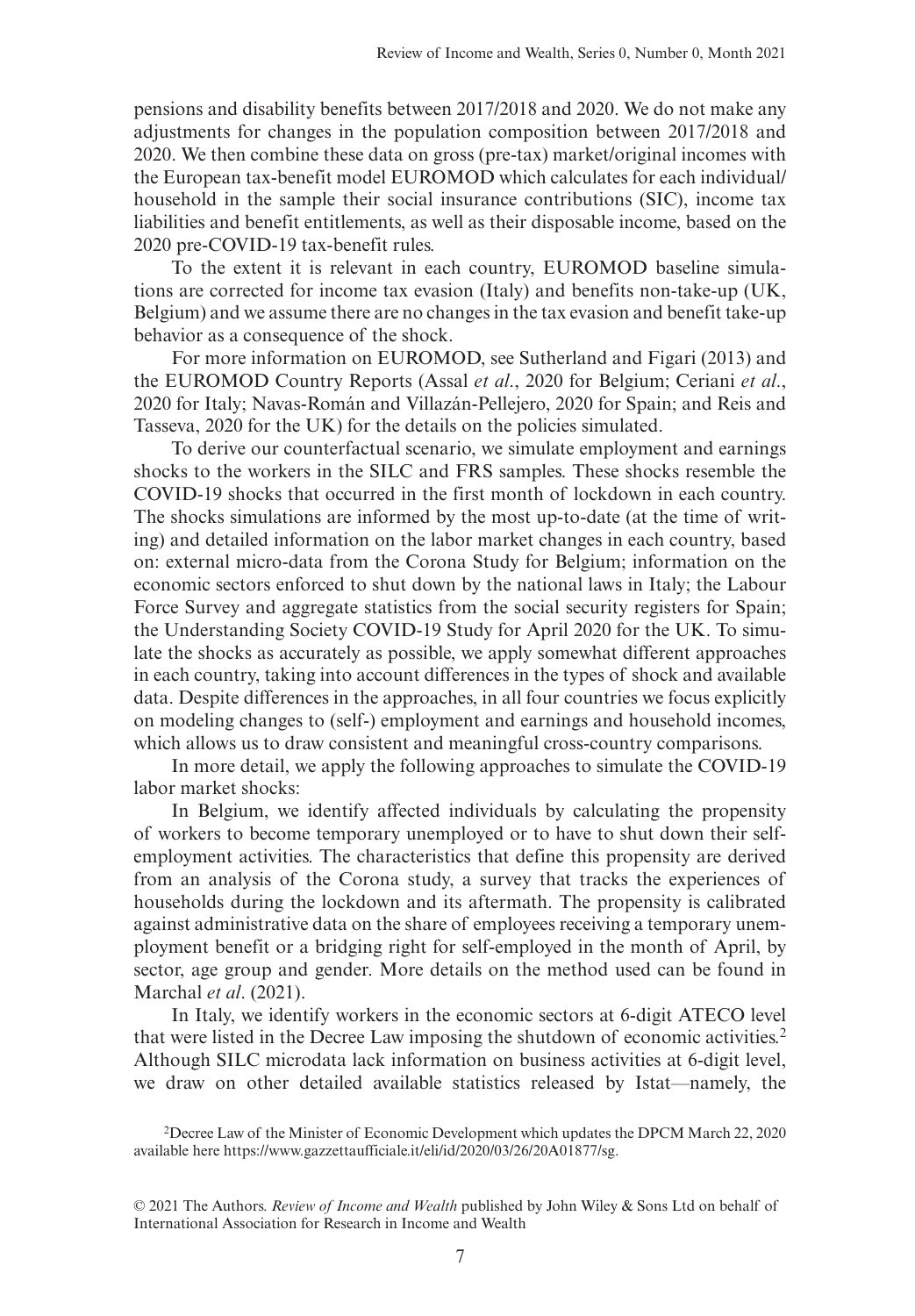pensions and disability benefits between 2017/2018 and 2020. We do not make any adjustments for changes in the population composition between 2017/2018 and 2020. We then combine these data on gross (pre-tax) market/original incomes with the European tax-benefit model EUROMOD which calculates for each individual/household in the sample their social insurance contributions (SIC), income tax liabilities and benefit entitlements, as well as their disposable income, based on the 2020 pre-COVID-19 tax-benefit rules.

To the extent it is relevant in each country, EUROMOD baseline simulations are corrected for income tax evasion (Italy) and benefits non-take-up (UK, Belgium) and we assume there are no changes in the tax evasion and benefit take-up behavior as a consequence of the shock.

For more information on EUROMOD, see Sutherland and Figari (2013) and the EUROMOD Country Reports (Assal *et al*., 2020 for Belgium; Ceriani *et al*., 2020 for Italy; Navas-Román and Villazán-Pellejero, 2020 for Spain; and Reis and Tasseva, 2020 for the UK) for the details on the policies simulated.

To derive our counterfactual scenario, we simulate employment and earnings shocks to the workers in the SILC and FRS samples. These shocks resemble the COVID-19 shocks that occurred in the first month of lockdown in each country. The shocks simulations are informed by the most up-to-date (at the time of writing) and detailed information on the labor market changes in each country, based on: external micro-data from the Corona Study for Belgium; information on the economic sectors enforced to shut down by the national laws in Italy; the Labour Force Survey and aggregate statistics from the social security registers for Spain; the Understanding Society COVID-19 Study for April 2020 for the UK. To simulate the shocks as accurately as possible, we apply somewhat different approaches in each country, taking into account differences in the types of shock and available data. Despite differences in the approaches, in all four countries we focus explicitly on modeling changes to (self-) employment and earnings and household incomes, which allows us to draw consistent and meaningful cross-country comparisons.

In more detail, we apply the following approaches to simulate the COVID-19 labor market shocks:

In Belgium, we identify affected individuals by calculating the propensity of workers to become temporary unemployed or to have to shut down their self-employment activities. The characteristics that define this propensity are derived from an analysis of the Corona study, a survey that tracks the experiences of households during the lockdown and its aftermath. The propensity is calibrated against administrative data on the share of employees receiving a temporary unemployment benefit or a bridging right for self-employed in the month of April, by sector, age group and gender. More details on the method used can be found in Marchal *et al*. (2021).

In Italy, we identify workers in the economic sectors at 6-digit ATECO level that were listed in the Decree Law imposing the shutdown of economic activities.[2] Although SILC microdata lack information on business activities at 6-digit level, we draw on other detailed available statistics released by Istat—namely, the

[2] Decree Law of the Minister of Economic Development which updates the DPCM March 22, 2020 available here https://www.gazzettaufficiale.it/eli/id/2020/03/26/20A01877/sg.

© 2021 The Authors. *Review of Income and Wealth* published by John Wiley & Sons Ltd on behalf of International Association for Research in Income and Wealth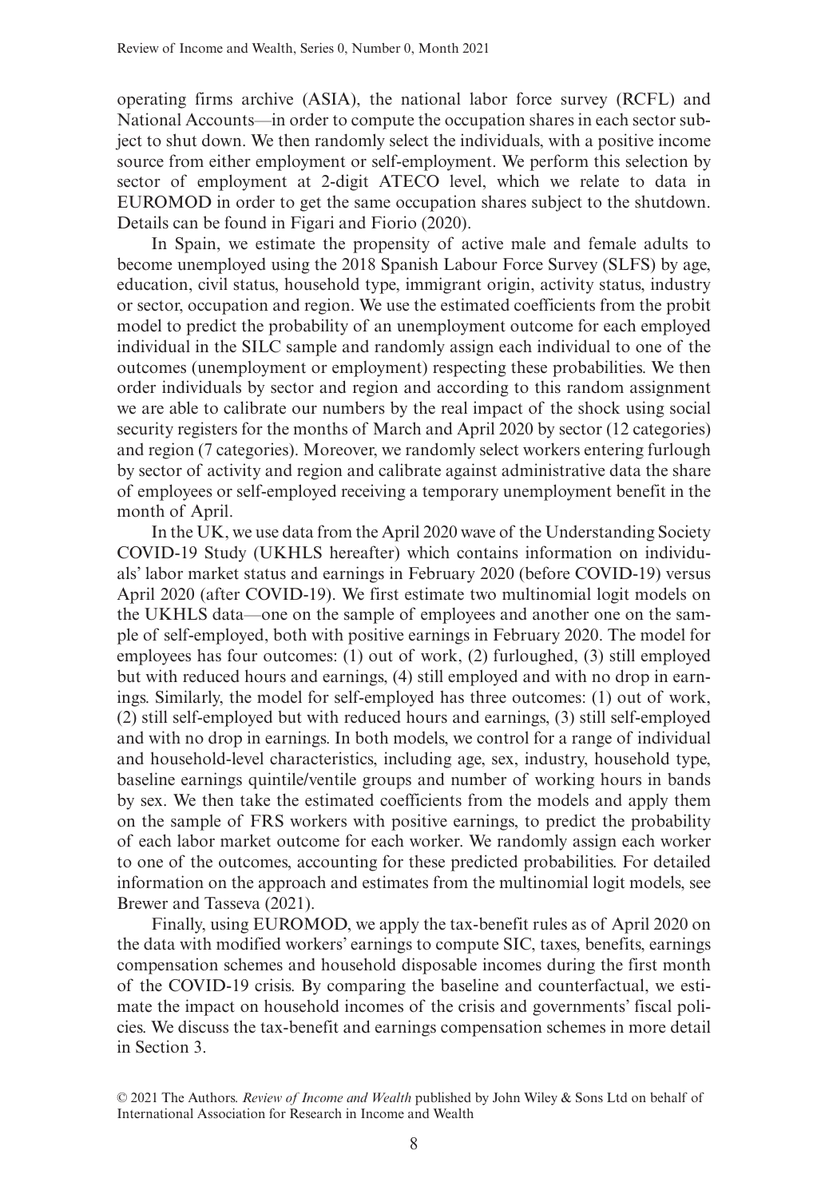operating firms archive (ASIA), the national labor force survey (RCFL) and National Accounts—in order to compute the occupation shares in each sector subject to shut down. We then randomly select the individuals, with a positive income source from either employment or self-employment. We perform this selection by sector of employment at 2-digit ATECO level, which we relate to data in EUROMOD in order to get the same occupation shares subject to the shutdown. Details can be found in Figari and Fiorio (2020).

In Spain, we estimate the propensity of active male and female adults to become unemployed using the 2018 Spanish Labour Force Survey (SLFS) by age, education, civil status, household type, immigrant origin, activity status, industry or sector, occupation and region. We use the estimated coefficients from the probit model to predict the probability of an unemployment outcome for each employed individual in the SILC sample and randomly assign each individual to one of the outcomes (unemployment or employment) respecting these probabilities. We then order individuals by sector and region and according to this random assignment we are able to calibrate our numbers by the real impact of the shock using social security registers for the months of March and April 2020 by sector (12 categories) and region (7 categories). Moreover, we randomly select workers entering furlough by sector of activity and region and calibrate against administrative data the share of employees or self-employed receiving a temporary unemployment benefit in the month of April.

In the UK, we use data from the April 2020 wave of the Understanding Society COVID-19 Study (UKHLS hereafter) which contains information on individuals' labor market status and earnings in February 2020 (before COVID-19) versus April 2020 (after COVID-19). We first estimate two multinomial logit models on the UKHLS data—one on the sample of employees and another one on the sample of self-employed, both with positive earnings in February 2020. The model for employees has four outcomes: (1) out of work, (2) furloughed, (3) still employed but with reduced hours and earnings, (4) still employed and with no drop in earnings. Similarly, the model for self-employed has three outcomes: (1) out of work, (2) still self-employed but with reduced hours and earnings, (3) still self-employed and with no drop in earnings. In both models, we control for a range of individual and household-level characteristics, including age, sex, industry, household type, baseline earnings quintile/ventile groups and number of working hours in bands by sex. We then take the estimated coefficients from the models and apply them on the sample of FRS workers with positive earnings, to predict the probability of each labor market outcome for each worker. We randomly assign each worker to one of the outcomes, accounting for these predicted probabilities. For detailed information on the approach and estimates from the multinomial logit models, see Brewer and Tasseva (2021).

Finally, using EUROMOD, we apply the tax-benefit rules as of April 2020 on the data with modified workers' earnings to compute SIC, taxes, benefits, earnings compensation schemes and household disposable incomes during the first month of the COVID-19 crisis. By comparing the baseline and counterfactual, we estimate the impact on household incomes of the crisis and governments' fiscal policies. We discuss the tax-benefit and earnings compensation schemes in more detail in Section 3.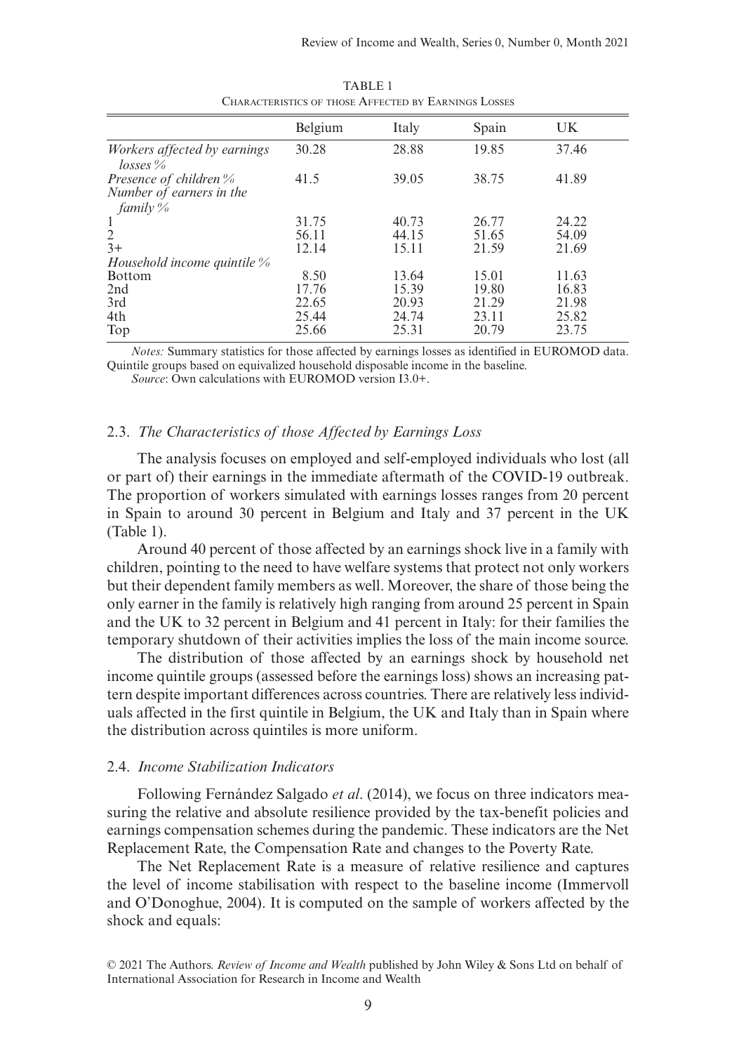TABLE 1
Characteristics of those Affected by Earnings Losses

| | Belgium | Italy | Spain | UK |
|---|---|---|---|---|
| *Workers affected by earnings losses %* | 30.28 | 28.88 | 19.85 | 37.46 |
| *Presence of children %* | 41.5 | 39.05 | 38.75 | 41.89 |
| *Number of earners in the family %* | | | | |
| 1 | 31.75 | 40.73 | 26.77 | 24.22 |
| 2 | 56.11 | 44.15 | 51.65 | 54.09 |
| 3+ | 12.14 | 15.11 | 21.59 | 21.69 |
| *Household income quintile %* | | | | |
| Bottom | 8.50 | 13.64 | 15.01 | 11.63 |
| 2nd | 17.76 | 15.39 | 19.80 | 16.83 |
| 3rd | 22.65 | 20.93 | 21.29 | 21.98 |
| 4th | 25.44 | 24.74 | 23.11 | 25.82 |
| Top | 25.66 | 25.31 | 20.79 | 23.75 |

*Notes:* Summary statistics for those affected by earnings losses as identified in EUROMOD data. Quintile groups based on equivalized household disposable income in the baseline.

*Source*: Own calculations with EUROMOD version I3.0+.

### 2.3. *The Characteristics of those Affected by Earnings Loss*

The analysis focuses on employed and self-employed individuals who lost (all or part of) their earnings in the immediate aftermath of the COVID-19 outbreak. The proportion of workers simulated with earnings losses ranges from 20 percent in Spain to around 30 percent in Belgium and Italy and 37 percent in the UK (Table 1).

Around 40 percent of those affected by an earnings shock live in a family with children, pointing to the need to have welfare systems that protect not only workers but their dependent family members as well. Moreover, the share of those being the only earner in the family is relatively high ranging from around 25 percent in Spain and the UK to 32 percent in Belgium and 41 percent in Italy: for their families the temporary shutdown of their activities implies the loss of the main income source.

The distribution of those affected by an earnings shock by household net income quintile groups (assessed before the earnings loss) shows an increasing pattern despite important differences across countries. There are relatively less individuals affected in the first quintile in Belgium, the UK and Italy than in Spain where the distribution across quintiles is more uniform.

### 2.4. *Income Stabilization Indicators*

Following Fernández Salgado *et al*. (2014), we focus on three indicators measuring the relative and absolute resilience provided by the tax-benefit policies and earnings compensation schemes during the pandemic. These indicators are the Net Replacement Rate, the Compensation Rate and changes to the Poverty Rate.

The Net Replacement Rate is a measure of relative resilience and captures the level of income stabilisation with respect to the baseline income (Immervoll and O'Donoghue, 2004). It is computed on the sample of workers affected by the shock and equals: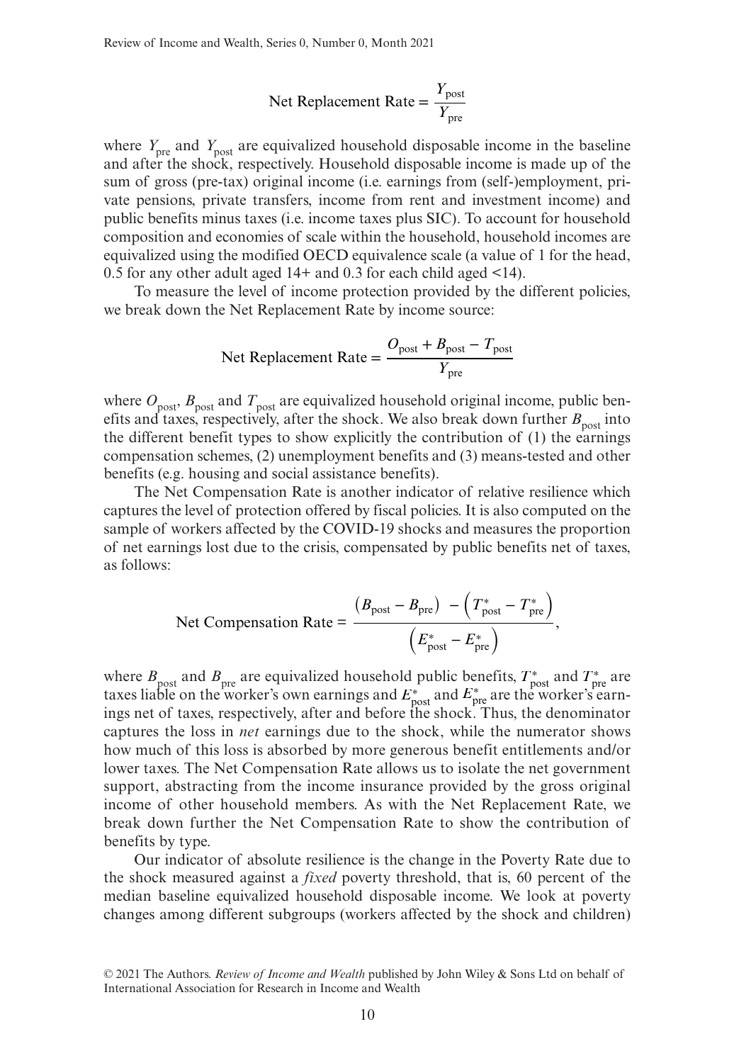$$\text{Net Replacement Rate} = \frac{Y_{\text{post}}}{Y_{\text{pre}}}$$

where $Y_{\text{pre}}$ and $Y_{\text{post}}$ are equivalized household disposable income in the baseline and after the shock, respectively. Household disposable income is made up of the sum of gross (pre-tax) original income (i.e. earnings from (self-)employment, private pensions, private transfers, income from rent and investment income) and public benefits minus taxes (i.e. income taxes plus SIC). To account for household composition and economies of scale within the household, household incomes are equivalized using the modified OECD equivalence scale (a value of 1 for the head, 0.5 for any other adult aged 14+ and 0.3 for each child aged <14).

To measure the level of income protection provided by the different policies, we break down the Net Replacement Rate by income source:

$$\text{Net Replacement Rate} = \frac{O_{\text{post}} + B_{\text{post}} - T_{\text{post}}}{Y_{\text{pre}}}$$

where $O_{\text{post}}$, $B_{\text{post}}$ and $T_{\text{post}}$ are equivalized household original income, public benefits and taxes, respectively, after the shock. We also break down further $B_{\text{post}}$ into the different benefit types to show explicitly the contribution of (1) the earnings compensation schemes, (2) unemployment benefits and (3) means-tested and other benefits (e.g. housing and social assistance benefits).

The Net Compensation Rate is another indicator of relative resilience which captures the level of protection offered by fiscal policies. It is also computed on the sample of workers affected by the COVID-19 shocks and measures the proportion of net earnings lost due to the crisis, compensated by public benefits net of taxes, as follows:

$$\text{Net Compensation Rate} = \frac{\left(B_{\text{post}} - B_{\text{pre}}\right) - \left(T^{*}_{\text{post}} - T^{*}_{\text{pre}}\right)}{\left(E^{*}_{\text{post}} - E^{*}_{\text{pre}}\right)},$$

where $B_{\text{post}}$ and $B_{\text{pre}}$ are equivalized household public benefits, $T^{*}_{\text{post}}$ and $T^{*}_{\text{pre}}$ are taxes liable on the worker's own earnings and $E^{*}_{\text{post}}$ and $E^{*}_{\text{pre}}$ are the worker's earnings net of taxes, respectively, after and before the shock. Thus, the denominator captures the loss in *net* earnings due to the shock, while the numerator shows how much of this loss is absorbed by more generous benefit entitlements and/or lower taxes. The Net Compensation Rate allows us to isolate the net government support, abstracting from the income insurance provided by the gross original income of other household members. As with the Net Replacement Rate, we break down further the Net Compensation Rate to show the contribution of benefits by type.

Our indicator of absolute resilience is the change in the Poverty Rate due to the shock measured against a *fixed* poverty threshold, that is, 60 percent of the median baseline equivalized household disposable income. We look at poverty changes among different subgroups (workers affected by the shock and children)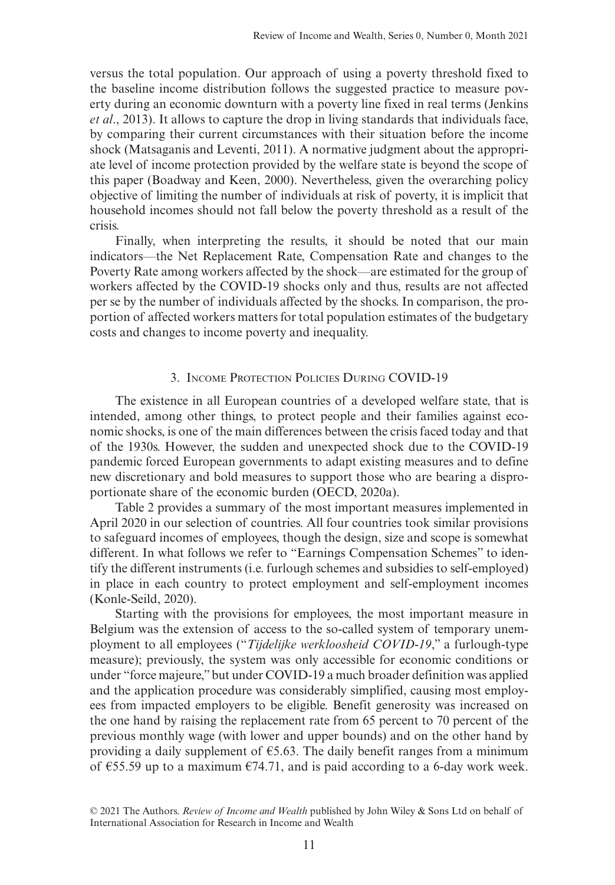versus the total population. Our approach of using a poverty threshold fixed to the baseline income distribution follows the suggested practice to measure poverty during an economic downturn with a poverty line fixed in real terms (Jenkins *et al*., 2013). It allows to capture the drop in living standards that individuals face, by comparing their current circumstances with their situation before the income shock (Matsaganis and Leventi, 2011). A normative judgment about the appropriate level of income protection provided by the welfare state is beyond the scope of this paper (Boadway and Keen, 2000). Nevertheless, given the overarching policy objective of limiting the number of individuals at risk of poverty, it is implicit that household incomes should not fall below the poverty threshold as a result of the crisis.

Finally, when interpreting the results, it should be noted that our main indicators—the Net Replacement Rate, Compensation Rate and changes to the Poverty Rate among workers affected by the shock—are estimated for the group of workers affected by the COVID-19 shocks only and thus, results are not affected per se by the number of individuals affected by the shocks. In comparison, the proportion of affected workers matters for total population estimates of the budgetary costs and changes to income poverty and inequality.

## 3. Income Protection Policies During COVID-19

The existence in all European countries of a developed welfare state, that is intended, among other things, to protect people and their families against economic shocks, is one of the main differences between the crisis faced today and that of the 1930s. However, the sudden and unexpected shock due to the COVID-19 pandemic forced European governments to adapt existing measures and to define new discretionary and bold measures to support those who are bearing a disproportionate share of the economic burden (OECD, 2020a).

Table 2 provides a summary of the most important measures implemented in April 2020 in our selection of countries. All four countries took similar provisions to safeguard incomes of employees, though the design, size and scope is somewhat different. In what follows we refer to "Earnings Compensation Schemes" to identify the different instruments (i.e. furlough schemes and subsidies to self-employed) in place in each country to protect employment and self-employment incomes (Konle-Seild, 2020).

Starting with the provisions for employees, the most important measure in Belgium was the extension of access to the so-called system of temporary unemployment to all employees ("*Tijdelijke werkloosheid COVID-19*," a furlough-type measure); previously, the system was only accessible for economic conditions or under "force majeure," but under COVID-19 a much broader definition was applied and the application procedure was considerably simplified, causing most employees from impacted employers to be eligible. Benefit generosity was increased on the one hand by raising the replacement rate from 65 percent to 70 percent of the previous monthly wage (with lower and upper bounds) and on the other hand by providing a daily supplement of €5.63. The daily benefit ranges from a minimum of €55.59 up to a maximum €74.71, and is paid according to a 6-day work week.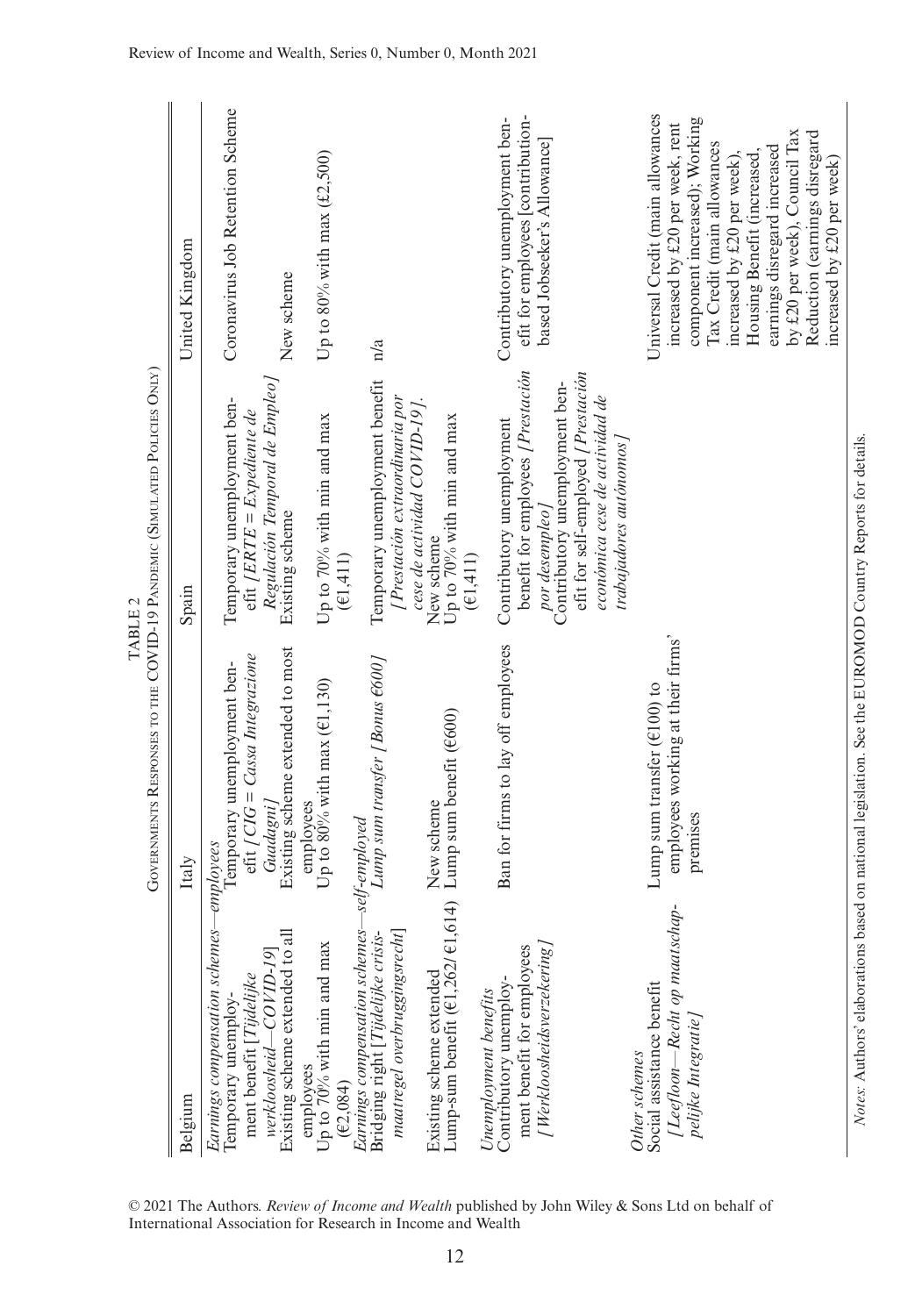TABLE 2

Governments Responses to the COVID-19 Pandemic (Simulated Policies Only)

| Belgium | Italy | Spain | United Kingdom |
|---|---|---|---|
| *Earnings compensation schemes—employees* | | | |
| Temporary unemployment benefit [*Tijdelijke werkloosheid—COVID-19*] | Temporary unemployment benefit [*CIG = Cassa Integrazione Guadagni*] | Temporary unemployment benefit [*ERTE = Expediente de Regulación Temporal de Empleo*] | Coronavirus Job Retention Scheme |
| Existing scheme extended to all employees | Existing scheme extended to most employees | Existing scheme | New scheme |
| Up to 70% with min and max (€2,084) | Up to 80% with max (€1,130) | Up to 70% with min and max (€1,411) | Up to 80% with max (£2,500) |
| *Earnings compensation schemes—self-employed* | | | |
| Bridging right [*Tijdelijke crisismaatregel overbruggingsrecht*] | *Lump sum transfer [Bonus €600]* | Temporary unemployment benefit [*Prestación extraordinaria por cese de actividad COVID-19*]. | n/a |
| Existing scheme extended | New scheme | New scheme | |
| Lump-sum benefit (€1,262/ €1,614) | Lump sum benefit (€600) | Up to 70% with min and max (€1,411) | |
| *Unemployment benefits* | | | |
| Contributory unemployment benefit for employees [*Werkloosheidsverzekering*] | Ban for firms to lay off employees | Contributory unemployment benefit for employees [*Prestación por desempleo*] Contributory unemployment benefit for self-employed [*Prestación económica cese de actividad de trabajadores autónomos*] | Contributory unemployment benefit for employees [contribution-based Jobseeker's Allowance] |
| *Other schemes* | | | |
| Social assistance benefit [*Leefloon—Recht op maatschappelijke Integratie*] | Lump sum transfer (€100) to employees working at their firms' premises | | Universal Credit (main allowances increased by £20 per week, rent component increased); Working Tax Credit (main allowances increased by £20 per week), Housing Benefit (increased, earnings disregard increased by £20 per week), Council Tax Reduction (earnings disregard increased by £20 per week) |

*Notes*: Authors' elaborations based on national legislation. See the EUROMOD Country Reports for details.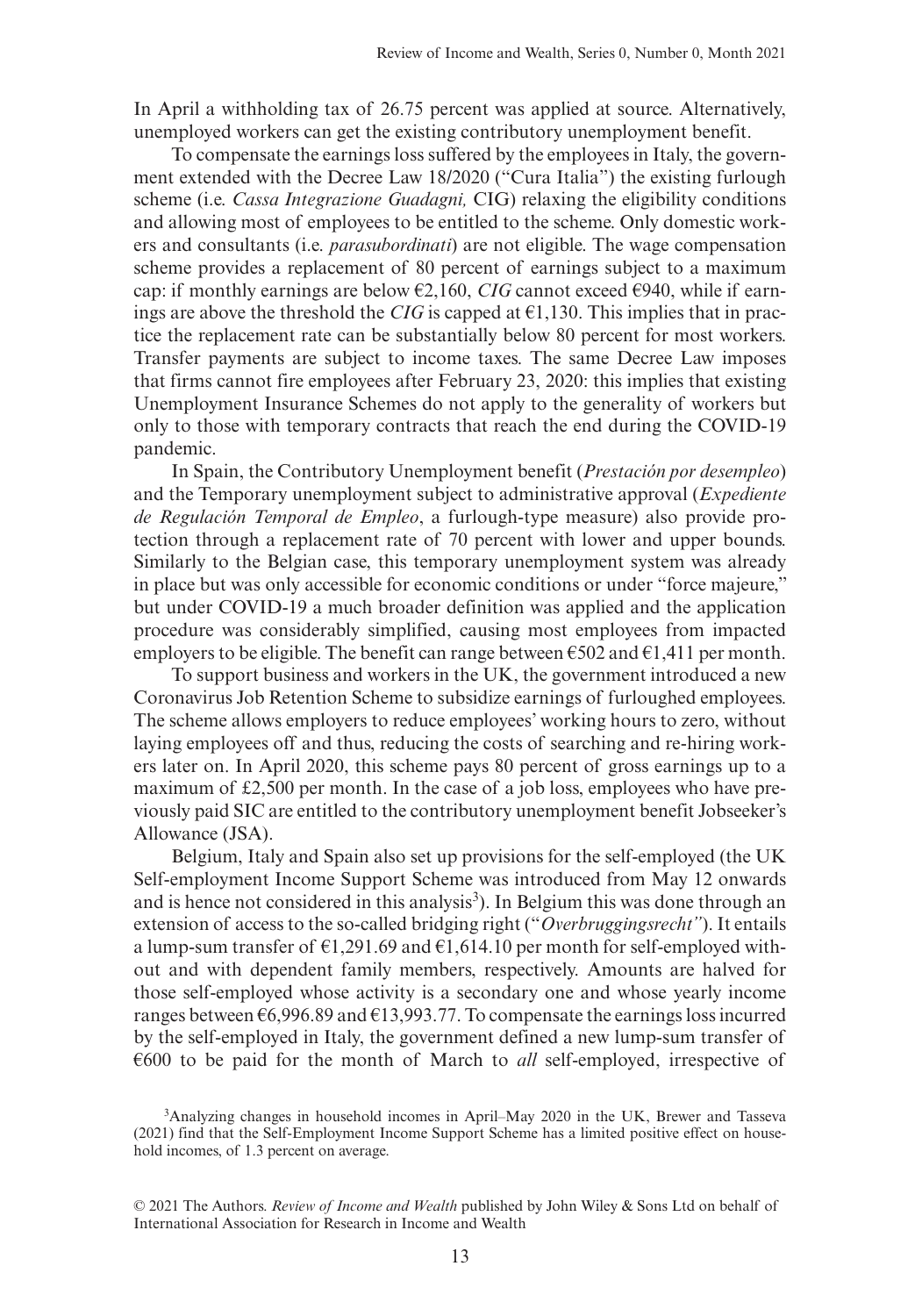In April a withholding tax of 26.75 percent was applied at source. Alternatively, unemployed workers can get the existing contributory unemployment benefit.

To compensate the earnings loss suffered by the employees in Italy, the government extended with the Decree Law 18/2020 ("Cura Italia") the existing furlough scheme (i.e. *Cassa Integrazione Guadagni,* CIG) relaxing the eligibility conditions and allowing most of employees to be entitled to the scheme. Only domestic workers and consultants (i.e. *parasubordinati*) are not eligible. The wage compensation scheme provides a replacement of 80 percent of earnings subject to a maximum cap: if monthly earnings are below €2,160, *CIG* cannot exceed €940, while if earnings are above the threshold the *CIG* is capped at €1,130. This implies that in practice the replacement rate can be substantially below 80 percent for most workers. Transfer payments are subject to income taxes. The same Decree Law imposes that firms cannot fire employees after February 23, 2020: this implies that existing Unemployment Insurance Schemes do not apply to the generality of workers but only to those with temporary contracts that reach the end during the COVID-19 pandemic.

In Spain, the Contributory Unemployment benefit (*Prestación por desempleo*) and the Temporary unemployment subject to administrative approval (*Expediente de Regulación Temporal de Empleo*, a furlough-type measure) also provide protection through a replacement rate of 70 percent with lower and upper bounds. Similarly to the Belgian case, this temporary unemployment system was already in place but was only accessible for economic conditions or under "force majeure," but under COVID-19 a much broader definition was applied and the application procedure was considerably simplified, causing most employees from impacted employers to be eligible. The benefit can range between €502 and €1,411 per month.

To support business and workers in the UK, the government introduced a new Coronavirus Job Retention Scheme to subsidize earnings of furloughed employees. The scheme allows employers to reduce employees' working hours to zero, without laying employees off and thus, reducing the costs of searching and re-hiring workers later on. In April 2020, this scheme pays 80 percent of gross earnings up to a maximum of £2,500 per month. In the case of a job loss, employees who have previously paid SIC are entitled to the contributory unemployment benefit Jobseeker's Allowance (JSA).

Belgium, Italy and Spain also set up provisions for the self-employed (the UK Self-employment Income Support Scheme was introduced from May 12 onwards and is hence not considered in this analysis[3]). In Belgium this was done through an extension of access to the so-called bridging right ("*Overbruggingsrecht"*). It entails a lump-sum transfer of €1,291.69 and €1,614.10 per month for self-employed without and with dependent family members, respectively. Amounts are halved for those self-employed whose activity is a secondary one and whose yearly income ranges between €6,996.89 and €13,993.77. To compensate the earnings loss incurred by the self-employed in Italy, the government defined a new lump-sum transfer of €600 to be paid for the month of March to *all* self-employed, irrespective of

[3]Analyzing changes in household incomes in April–May 2020 in the UK, Brewer and Tasseva (2021) find that the Self-Employment Income Support Scheme has a limited positive effect on household incomes, of 1.3 percent on average.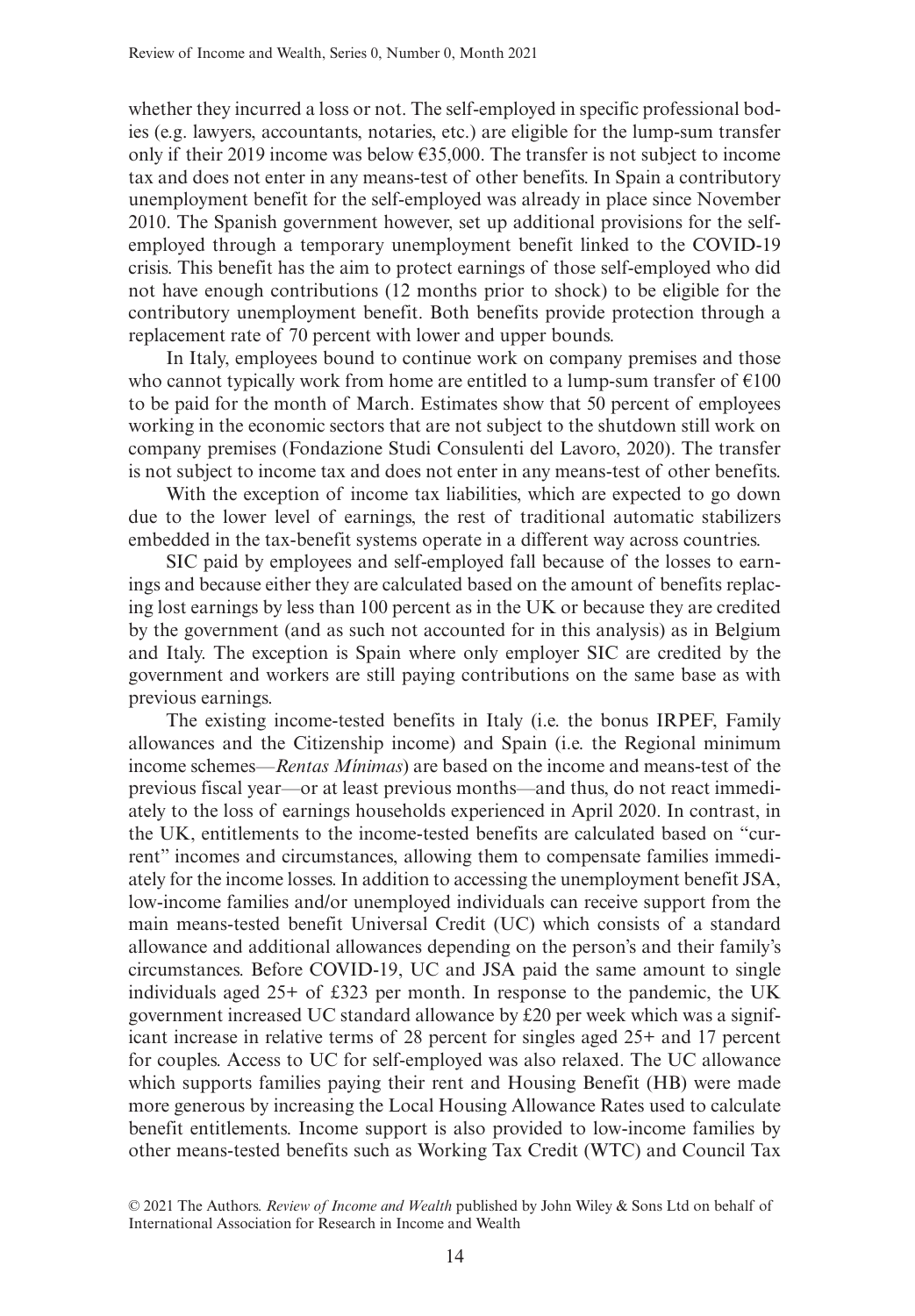whether they incurred a loss or not. The self-employed in specific professional bodies (e.g. lawyers, accountants, notaries, etc.) are eligible for the lump-sum transfer only if their 2019 income was below €35,000. The transfer is not subject to income tax and does not enter in any means-test of other benefits. In Spain a contributory unemployment benefit for the self-employed was already in place since November 2010. The Spanish government however, set up additional provisions for the self-employed through a temporary unemployment benefit linked to the COVID-19 crisis. This benefit has the aim to protect earnings of those self-employed who did not have enough contributions (12 months prior to shock) to be eligible for the contributory unemployment benefit. Both benefits provide protection through a replacement rate of 70 percent with lower and upper bounds.

In Italy, employees bound to continue work on company premises and those who cannot typically work from home are entitled to a lump-sum transfer of €100 to be paid for the month of March. Estimates show that 50 percent of employees working in the economic sectors that are not subject to the shutdown still work on company premises (Fondazione Studi Consulenti del Lavoro, 2020). The transfer is not subject to income tax and does not enter in any means-test of other benefits.

With the exception of income tax liabilities, which are expected to go down due to the lower level of earnings, the rest of traditional automatic stabilizers embedded in the tax-benefit systems operate in a different way across countries.

SIC paid by employees and self-employed fall because of the losses to earnings and because either they are calculated based on the amount of benefits replacing lost earnings by less than 100 percent as in the UK or because they are credited by the government (and as such not accounted for in this analysis) as in Belgium and Italy. The exception is Spain where only employer SIC are credited by the government and workers are still paying contributions on the same base as with previous earnings.

The existing income-tested benefits in Italy (i.e. the bonus IRPEF, Family allowances and the Citizenship income) and Spain (i.e. the Regional minimum income schemes—*Rentas Mínimas*) are based on the income and means-test of the previous fiscal year—or at least previous months—and thus, do not react immediately to the loss of earnings households experienced in April 2020. In contrast, in the UK, entitlements to the income-tested benefits are calculated based on "current" incomes and circumstances, allowing them to compensate families immediately for the income losses. In addition to accessing the unemployment benefit JSA, low-income families and/or unemployed individuals can receive support from the main means-tested benefit Universal Credit (UC) which consists of a standard allowance and additional allowances depending on the person's and their family's circumstances. Before COVID-19, UC and JSA paid the same amount to single individuals aged 25+ of £323 per month. In response to the pandemic, the UK government increased UC standard allowance by £20 per week which was a significant increase in relative terms of 28 percent for singles aged 25+ and 17 percent for couples. Access to UC for self-employed was also relaxed. The UC allowance which supports families paying their rent and Housing Benefit (HB) were made more generous by increasing the Local Housing Allowance Rates used to calculate benefit entitlements. Income support is also provided to low-income families by other means-tested benefits such as Working Tax Credit (WTC) and Council Tax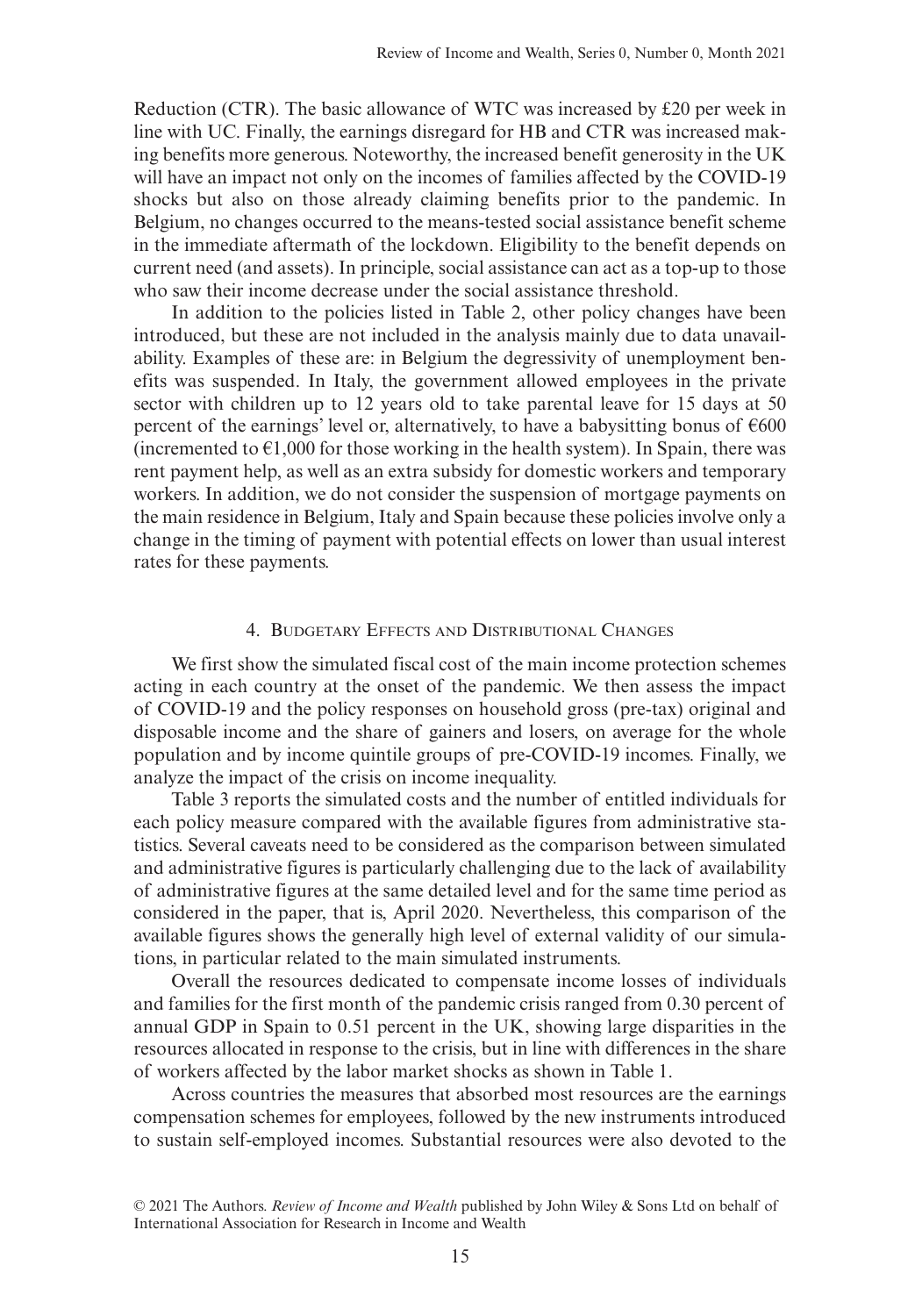Reduction (CTR). The basic allowance of WTC was increased by £20 per week in line with UC. Finally, the earnings disregard for HB and CTR was increased making benefits more generous. Noteworthy, the increased benefit generosity in the UK will have an impact not only on the incomes of families affected by the COVID-19 shocks but also on those already claiming benefits prior to the pandemic. In Belgium, no changes occurred to the means-tested social assistance benefit scheme in the immediate aftermath of the lockdown. Eligibility to the benefit depends on current need (and assets). In principle, social assistance can act as a top-up to those who saw their income decrease under the social assistance threshold.

In addition to the policies listed in Table 2, other policy changes have been introduced, but these are not included in the analysis mainly due to data unavailability. Examples of these are: in Belgium the degressivity of unemployment benefits was suspended. In Italy, the government allowed employees in the private sector with children up to 12 years old to take parental leave for 15 days at 50 percent of the earnings' level or, alternatively, to have a babysitting bonus of €600 (incremented to €1,000 for those working in the health system). In Spain, there was rent payment help, as well as an extra subsidy for domestic workers and temporary workers. In addition, we do not consider the suspension of mortgage payments on the main residence in Belgium, Italy and Spain because these policies involve only a change in the timing of payment with potential effects on lower than usual interest rates for these payments.

## 4. Budgetary Effects and Distributional Changes

We first show the simulated fiscal cost of the main income protection schemes acting in each country at the onset of the pandemic. We then assess the impact of COVID-19 and the policy responses on household gross (pre-tax) original and disposable income and the share of gainers and losers, on average for the whole population and by income quintile groups of pre-COVID-19 incomes. Finally, we analyze the impact of the crisis on income inequality.

Table 3 reports the simulated costs and the number of entitled individuals for each policy measure compared with the available figures from administrative statistics. Several caveats need to be considered as the comparison between simulated and administrative figures is particularly challenging due to the lack of availability of administrative figures at the same detailed level and for the same time period as considered in the paper, that is, April 2020. Nevertheless, this comparison of the available figures shows the generally high level of external validity of our simulations, in particular related to the main simulated instruments.

Overall the resources dedicated to compensate income losses of individuals and families for the first month of the pandemic crisis ranged from 0.30 percent of annual GDP in Spain to 0.51 percent in the UK, showing large disparities in the resources allocated in response to the crisis, but in line with differences in the share of workers affected by the labor market shocks as shown in Table 1.

Across countries the measures that absorbed most resources are the earnings compensation schemes for employees, followed by the new instruments introduced to sustain self-employed incomes. Substantial resources were also devoted to the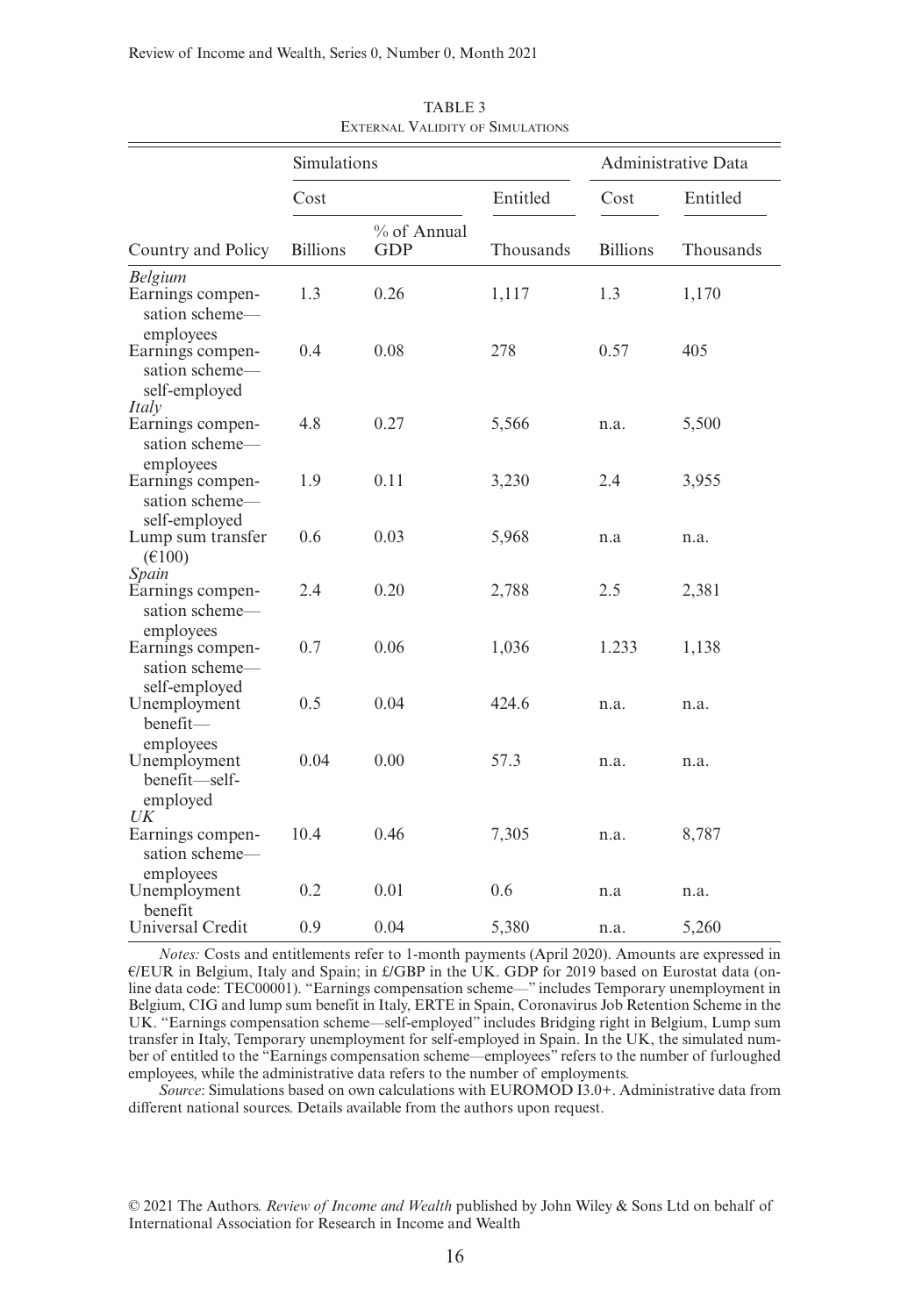TABLE 3
External Validity of Simulations

| Country and Policy | Simulations | | | Administrative Data | |
|---|---|---|---|---|---|
| | Cost | | Entitled | Cost | Entitled |
| | Billions | % of Annual GDP | Thousands | Billions | Thousands |
| *Belgium* | | | | | |
| Earnings compensation scheme—employees | 1.3 | 0.26 | 1,117 | 1.3 | 1,170 |
| Earnings compensation scheme—self-employed | 0.4 | 0.08 | 278 | 0.57 | 405 |
| *Italy* | | | | | |
| Earnings compensation scheme—employees | 4.8 | 0.27 | 5,566 | n.a. | 5,500 |
| Earnings compensation scheme—self-employed | 1.9 | 0.11 | 3,230 | 2.4 | 3,955 |
| Lump sum transfer (€100) | 0.6 | 0.03 | 5,968 | n.a | n.a. |
| *Spain* | | | | | |
| Earnings compensation scheme—employees | 2.4 | 0.20 | 2,788 | 2.5 | 2,381 |
| Earnings compensation scheme—self-employed | 0.7 | 0.06 | 1,036 | 1.233 | 1,138 |
| Unemployment benefit—employees | 0.5 | 0.04 | 424.6 | n.a. | n.a. |
| Unemployment benefit—self-employed | 0.04 | 0.00 | 57.3 | n.a. | n.a. |
| *UK* | | | | | |
| Earnings compensation scheme—employees | 10.4 | 0.46 | 7,305 | n.a. | 8,787 |
| Unemployment benefit | 0.2 | 0.01 | 0.6 | n.a | n.a. |
| Universal Credit | 0.9 | 0.04 | 5,380 | n.a. | 5,260 |

*Notes:* Costs and entitlements refer to 1-month payments (April 2020). Amounts are expressed in €/EUR in Belgium, Italy and Spain; in £/GBP in the UK. GDP for 2019 based on Eurostat data (online data code: TEC00001). "Earnings compensation scheme—" includes Temporary unemployment in Belgium, CIG and lump sum benefit in Italy, ERTE in Spain, Coronavirus Job Retention Scheme in the UK. "Earnings compensation scheme—self-employed" includes Bridging right in Belgium, Lump sum transfer in Italy, Temporary unemployment for self-employed in Spain. In the UK, the simulated number of entitled to the "Earnings compensation scheme—employees" refers to the number of furloughed employees, while the administrative data refers to the number of employments.

*Source*: Simulations based on own calculations with EUROMOD I3.0+. Administrative data from different national sources. Details available from the authors upon request.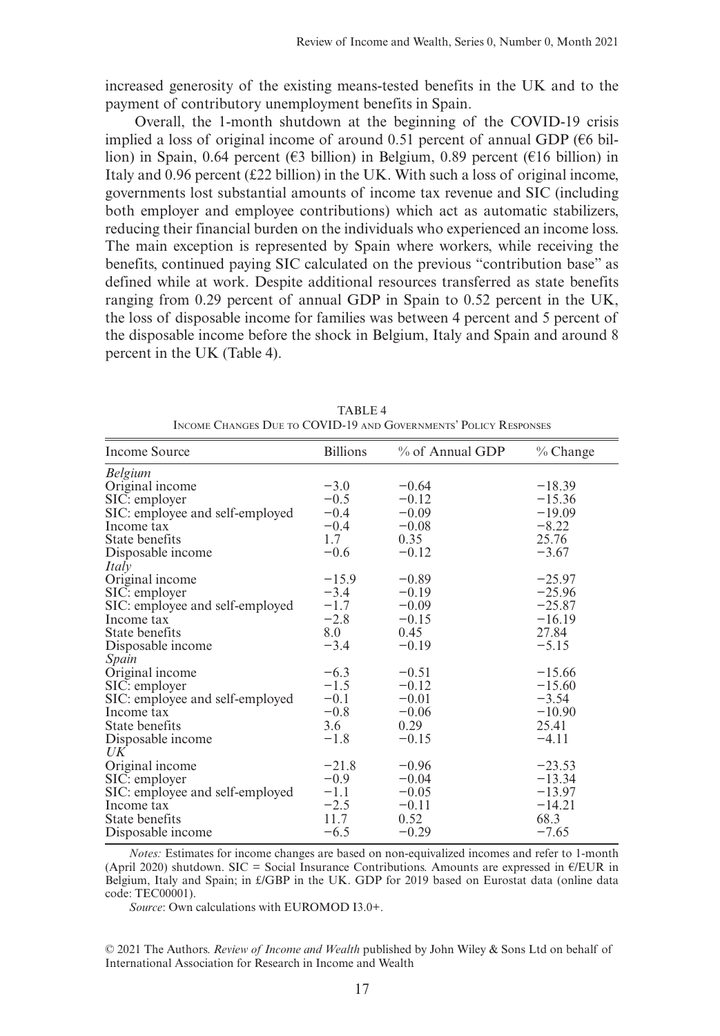increased generosity of the existing means-tested benefits in the UK and to the payment of contributory unemployment benefits in Spain.

Overall, the 1-month shutdown at the beginning of the COVID-19 crisis implied a loss of original income of around 0.51 percent of annual GDP (€6 billion) in Spain, 0.64 percent (€3 billion) in Belgium, 0.89 percent (€16 billion) in Italy and 0.96 percent (£22 billion) in the UK. With such a loss of original income, governments lost substantial amounts of income tax revenue and SIC (including both employer and employee contributions) which act as automatic stabilizers, reducing their financial burden on the individuals who experienced an income loss. The main exception is represented by Spain where workers, while receiving the benefits, continued paying SIC calculated on the previous "contribution base" as defined while at work. Despite additional resources transferred as state benefits ranging from 0.29 percent of annual GDP in Spain to 0.52 percent in the UK, the loss of disposable income for families was between 4 percent and 5 percent of the disposable income before the shock in Belgium, Italy and Spain and around 8 percent in the UK (Table 4).

TABLE 4
Income Changes Due to COVID-19 and Governments' Policy Responses

| Income Source | Billions | % of Annual GDP | % Change |
|---|---|---|---|
| *Belgium* | | | |
| Original income | −3.0 | −0.64 | −18.39 |
| SIC: employer | −0.5 | −0.12 | −15.36 |
| SIC: employee and self-employed | −0.4 | −0.09 | −19.09 |
| Income tax | −0.4 | −0.08 | −8.22 |
| State benefits | 1.7 | 0.35 | 25.76 |
| Disposable income | −0.6 | −0.12 | −3.67 |
| *Italy* | | | |
| Original income | −15.9 | −0.89 | −25.97 |
| SIC: employer | −3.4 | −0.19 | −25.96 |
| SIC: employee and self-employed | −1.7 | −0.09 | −25.87 |
| Income tax | −2.8 | −0.15 | −16.19 |
| State benefits | 8.0 | 0.45 | 27.84 |
| Disposable income | −3.4 | −0.19 | −5.15 |
| *Spain* | | | |
| Original income | −6.3 | −0.51 | −15.66 |
| SIC: employer | −1.5 | −0.12 | −15.60 |
| SIC: employee and self-employed | −0.1 | −0.01 | −3.54 |
| Income tax | −0.8 | −0.06 | −10.90 |
| State benefits | 3.6 | 0.29 | 25.41 |
| Disposable income | −1.8 | −0.15 | −4.11 |
| *UK* | | | |
| Original income | −21.8 | −0.96 | −23.53 |
| SIC: employer | −0.9 | −0.04 | −13.34 |
| SIC: employee and self-employed | −1.1 | −0.05 | −13.97 |
| Income tax | −2.5 | −0.11 | −14.21 |
| State benefits | 11.7 | 0.52 | 68.3 |
| Disposable income | −6.5 | −0.29 | −7.65 |

*Notes:* Estimates for income changes are based on non-equivalized incomes and refer to 1-month (April 2020) shutdown. SIC = Social Insurance Contributions. Amounts are expressed in €/EUR in Belgium, Italy and Spain; in £/GBP in the UK. GDP for 2019 based on Eurostat data (online data code: TEC00001).

*Source*: Own calculations with EUROMOD I3.0+.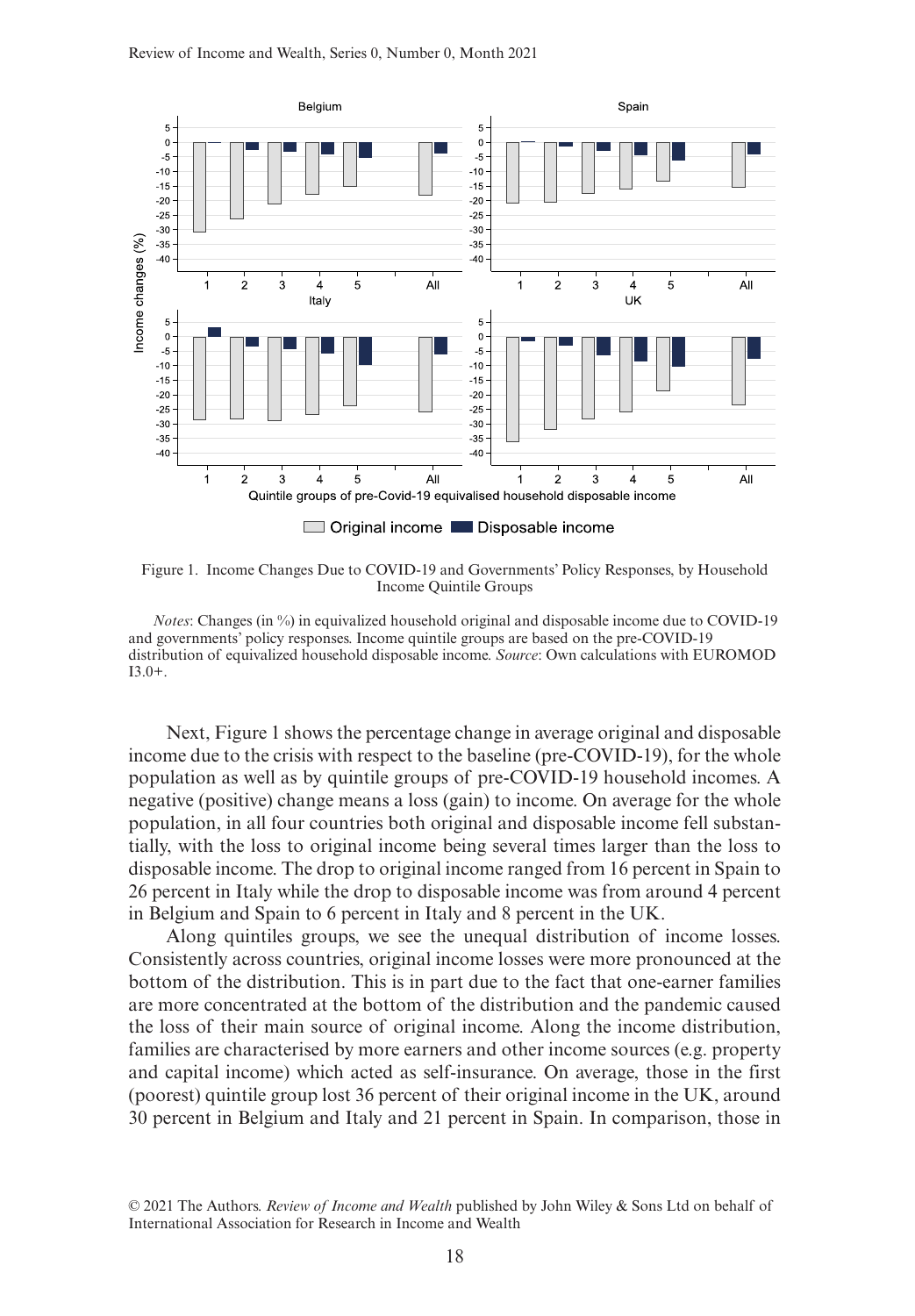Figure 1. Income Changes Due to COVID-19 and Governments' Policy Responses, by Household Income Quintile Groups

*Notes*: Changes (in %) in equivalized household original and disposable income due to COVID-19 and governments' policy responses. Income quintile groups are based on the pre-COVID-19 distribution of equivalized household disposable income. *Source*: Own calculations with EUROMOD I3.0+.

Next, Figure 1 shows the percentage change in average original and disposable income due to the crisis with respect to the baseline (pre-COVID-19), for the whole population as well as by quintile groups of pre-COVID-19 household incomes. A negative (positive) change means a loss (gain) to income. On average for the whole population, in all four countries both original and disposable income fell substantially, with the loss to original income being several times larger than the loss to disposable income. The drop to original income ranged from 16 percent in Spain to 26 percent in Italy while the drop to disposable income was from around 4 percent in Belgium and Spain to 6 percent in Italy and 8 percent in the UK.

Along quintiles groups, we see the unequal distribution of income losses. Consistently across countries, original income losses were more pronounced at the bottom of the distribution. This is in part due to the fact that one-earner families are more concentrated at the bottom of the distribution and the pandemic caused the loss of their main source of original income. Along the income distribution, families are characterised by more earners and other income sources (e.g. property and capital income) which acted as self-insurance. On average, those in the first (poorest) quintile group lost 36 percent of their original income in the UK, around 30 percent in Belgium and Italy and 21 percent in Spain. In comparison, those in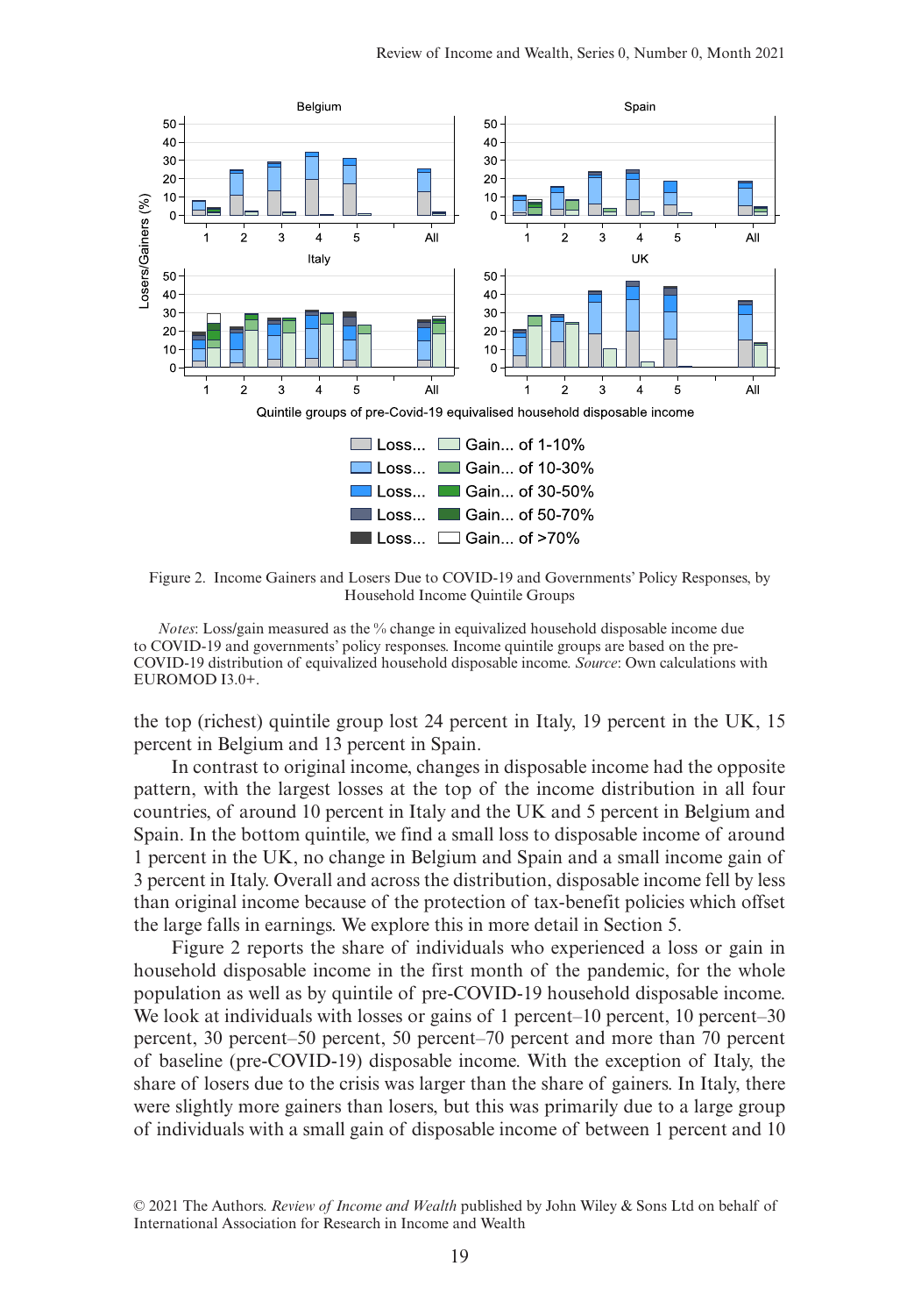Figure 2. Income Gainers and Losers Due to COVID-19 and Governments' Policy Responses, by Household Income Quintile Groups

*Notes*: Loss/gain measured as the % change in equivalized household disposable income due to COVID-19 and governments' policy responses. Income quintile groups are based on the pre-COVID-19 distribution of equivalized household disposable income. *Source*: Own calculations with EUROMOD I3.0+.

the top (richest) quintile group lost 24 percent in Italy, 19 percent in the UK, 15 percent in Belgium and 13 percent in Spain.

In contrast to original income, changes in disposable income had the opposite pattern, with the largest losses at the top of the income distribution in all four countries, of around 10 percent in Italy and the UK and 5 percent in Belgium and Spain. In the bottom quintile, we find a small loss to disposable income of around 1 percent in the UK, no change in Belgium and Spain and a small income gain of 3 percent in Italy. Overall and across the distribution, disposable income fell by less than original income because of the protection of tax-benefit policies which offset the large falls in earnings. We explore this in more detail in Section 5.

Figure 2 reports the share of individuals who experienced a loss or gain in household disposable income in the first month of the pandemic, for the whole population as well as by quintile of pre-COVID-19 household disposable income. We look at individuals with losses or gains of 1 percent–10 percent, 10 percent–30 percent, 30 percent–50 percent, 50 percent–70 percent and more than 70 percent of baseline (pre-COVID-19) disposable income. With the exception of Italy, the share of losers due to the crisis was larger than the share of gainers. In Italy, there were slightly more gainers than losers, but this was primarily due to a large group of individuals with a small gain of disposable income of between 1 percent and 10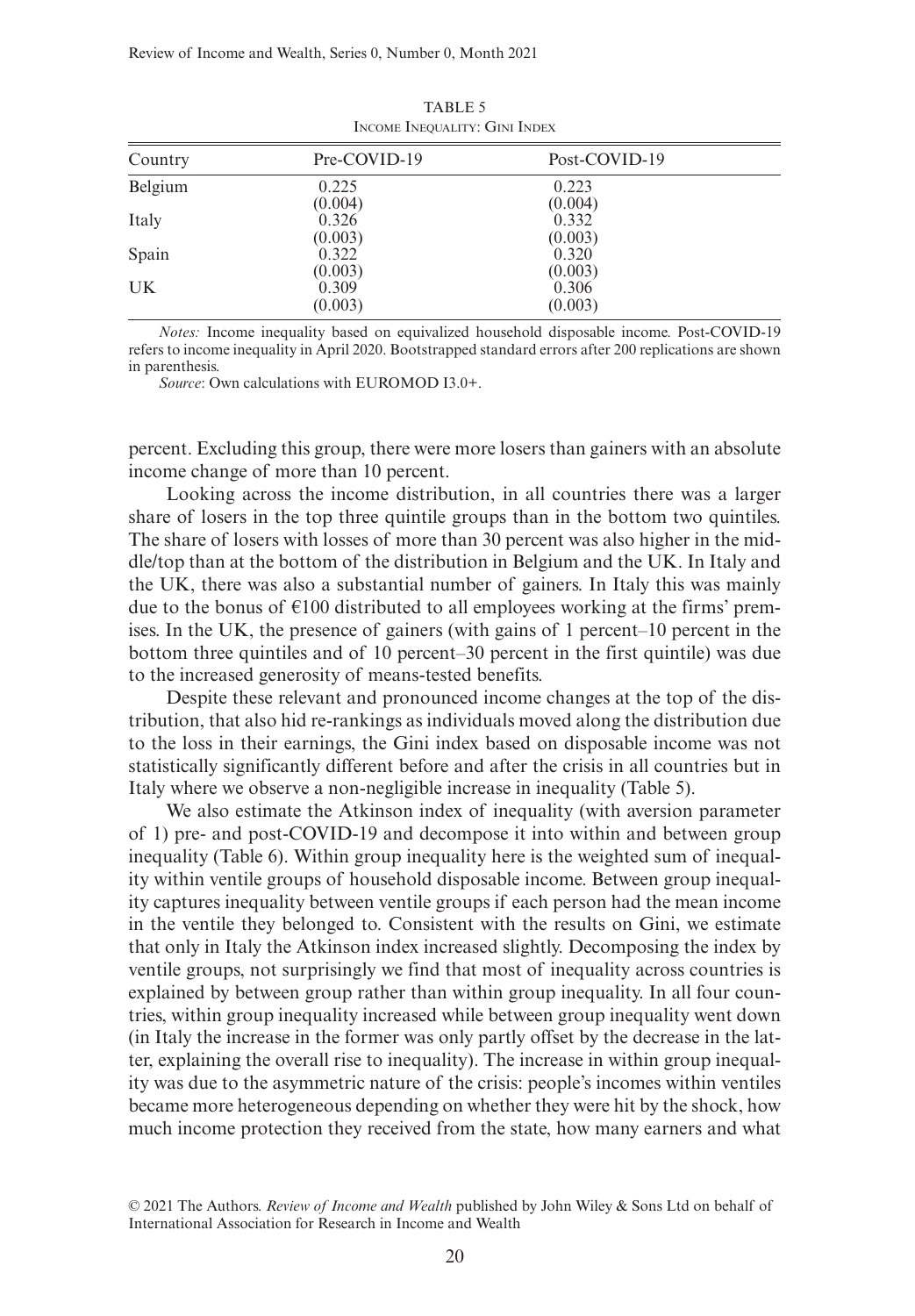TABLE 5
Income Inequality: Gini Index

| Country | Pre-COVID-19 | Post-COVID-19 |
|---|---|---|
| Belgium | 0.225 | 0.223 |
| | (0.004) | (0.004) |
| Italy | 0.326 | 0.332 |
| | (0.003) | (0.003) |
| Spain | 0.322 | 0.320 |
| | (0.003) | (0.003) |
| UK | 0.309 | 0.306 |
| | (0.003) | (0.003) |

*Notes:* Income inequality based on equivalized household disposable income. Post-COVID-19 refers to income inequality in April 2020. Bootstrapped standard errors after 200 replications are shown in parenthesis.

*Source*: Own calculations with EUROMOD I3.0+.

percent. Excluding this group, there were more losers than gainers with an absolute income change of more than 10 percent.

Looking across the income distribution, in all countries there was a larger share of losers in the top three quintile groups than in the bottom two quintiles. The share of losers with losses of more than 30 percent was also higher in the middle/top than at the bottom of the distribution in Belgium and the UK. In Italy and the UK, there was also a substantial number of gainers. In Italy this was mainly due to the bonus of €100 distributed to all employees working at the firms' premises. In the UK, the presence of gainers (with gains of 1 percent–10 percent in the bottom three quintiles and of 10 percent–30 percent in the first quintile) was due to the increased generosity of means-tested benefits.

Despite these relevant and pronounced income changes at the top of the distribution, that also hid re-rankings as individuals moved along the distribution due to the loss in their earnings, the Gini index based on disposable income was not statistically significantly different before and after the crisis in all countries but in Italy where we observe a non-negligible increase in inequality (Table 5).

We also estimate the Atkinson index of inequality (with aversion parameter of 1) pre- and post-COVID-19 and decompose it into within and between group inequality (Table 6). Within group inequality here is the weighted sum of inequality within ventile groups of household disposable income. Between group inequality captures inequality between ventile groups if each person had the mean income in the ventile they belonged to. Consistent with the results on Gini, we estimate that only in Italy the Atkinson index increased slightly. Decomposing the index by ventile groups, not surprisingly we find that most of inequality across countries is explained by between group rather than within group inequality. In all four countries, within group inequality increased while between group inequality went down (in Italy the increase in the former was only partly offset by the decrease in the latter, explaining the overall rise to inequality). The increase in within group inequality was due to the asymmetric nature of the crisis: people's incomes within ventiles became more heterogeneous depending on whether they were hit by the shock, how much income protection they received from the state, how many earners and what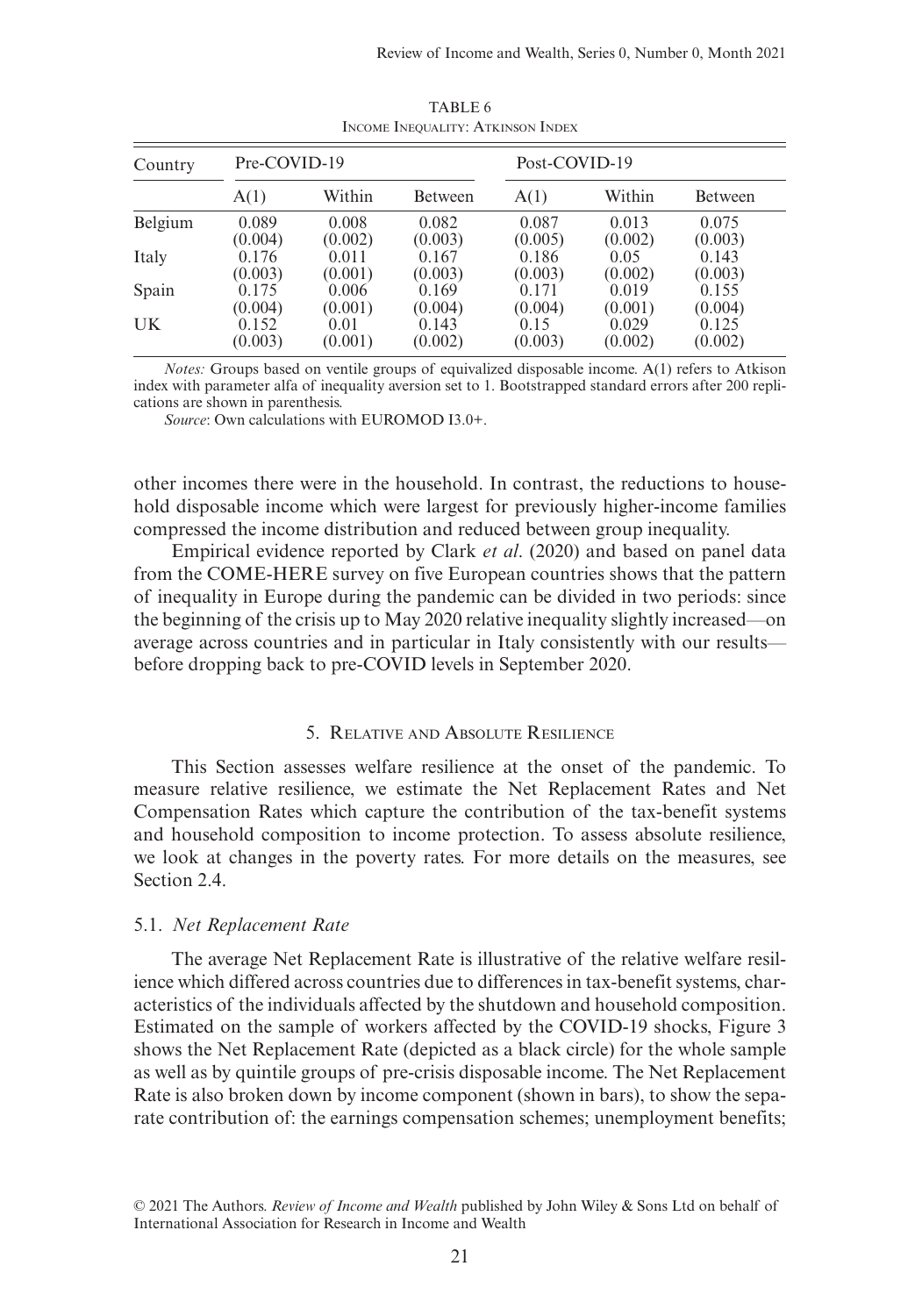TABLE 6

Income Inequality: Atkinson Index

| Country | Pre-COVID-19 | | | Post-COVID-19 | | |
|---|---|---|---|---|---|---|
| | A(1) | Within | Between | A(1) | Within | Between |
| Belgium | 0.089 | 0.008 | 0.082 | 0.087 | 0.013 | 0.075 |
| | (0.004) | (0.002) | (0.003) | (0.005) | (0.002) | (0.003) |
| Italy | 0.176 | 0.011 | 0.167 | 0.186 | 0.05 | 0.143 |
| | (0.003) | (0.001) | (0.003) | (0.003) | (0.002) | (0.003) |
| Spain | 0.175 | 0.006 | 0.169 | 0.171 | 0.019 | 0.155 |
| | (0.004) | (0.001) | (0.004) | (0.004) | (0.001) | (0.004) |
| UK | 0.152 | 0.01 | 0.143 | 0.15 | 0.029 | 0.125 |
| | (0.003) | (0.001) | (0.002) | (0.003) | (0.002) | (0.002) |

*Notes:* Groups based on ventile groups of equivalized disposable income. A(1) refers to Atkison index with parameter alfa of inequality aversion set to 1. Bootstrapped standard errors after 200 replications are shown in parenthesis.

*Source*: Own calculations with EUROMOD I3.0+.

other incomes there were in the household. In contrast, the reductions to household disposable income which were largest for previously higher-income families compressed the income distribution and reduced between group inequality.

Empirical evidence reported by Clark *et al*. (2020) and based on panel data from the COME-HERE survey on five European countries shows that the pattern of inequality in Europe during the pandemic can be divided in two periods: since the beginning of the crisis up to May 2020 relative inequality slightly increased—on average across countries and in particular in Italy consistently with our results—before dropping back to pre-COVID levels in September 2020.

## 5. Relative and Absolute Resilience

This Section assesses welfare resilience at the onset of the pandemic. To measure relative resilience, we estimate the Net Replacement Rates and Net Compensation Rates which capture the contribution of the tax-benefit systems and household composition to income protection. To assess absolute resilience, we look at changes in the poverty rates. For more details on the measures, see Section 2.4.

### 5.1. *Net Replacement Rate*

The average Net Replacement Rate is illustrative of the relative welfare resilience which differed across countries due to differences in tax-benefit systems, characteristics of the individuals affected by the shutdown and household composition. Estimated on the sample of workers affected by the COVID-19 shocks, Figure 3 shows the Net Replacement Rate (depicted as a black circle) for the whole sample as well as by quintile groups of pre-crisis disposable income. The Net Replacement Rate is also broken down by income component (shown in bars), to show the separate contribution of: the earnings compensation schemes; unemployment benefits;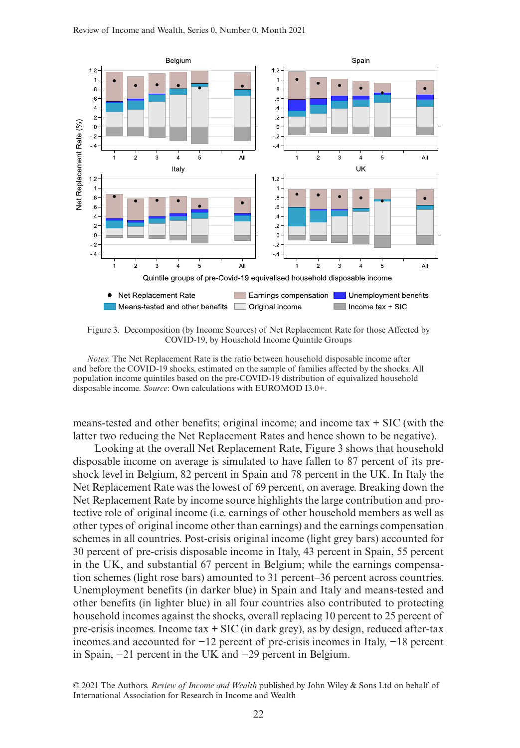Figure 3. Decomposition (by Income Sources) of Net Replacement Rate for those Affected by COVID-19, by Household Income Quintile Groups

*Notes*: The Net Replacement Rate is the ratio between household disposable income after and before the COVID-19 shocks, estimated on the sample of families affected by the shocks. All population income quintiles based on the pre-COVID-19 distribution of equivalized household disposable income. *Source*: Own calculations with EUROMOD I3.0+.

means-tested and other benefits; original income; and income tax + SIC (with the latter two reducing the Net Replacement Rates and hence shown to be negative).

Looking at the overall Net Replacement Rate, Figure 3 shows that household disposable income on average is simulated to have fallen to 87 percent of its pre-shock level in Belgium, 82 percent in Spain and 78 percent in the UK. In Italy the Net Replacement Rate was the lowest of 69 percent, on average. Breaking down the Net Replacement Rate by income source highlights the large contribution and protective role of original income (i.e. earnings of other household members as well as other types of original income other than earnings) and the earnings compensation schemes in all countries. Post-crisis original income (light grey bars) accounted for 30 percent of pre-crisis disposable income in Italy, 43 percent in Spain, 55 percent in the UK, and substantial 67 percent in Belgium; while the earnings compensation schemes (light rose bars) amounted to 31 percent–36 percent across countries. Unemployment benefits (in darker blue) in Spain and Italy and means-tested and other benefits (in lighter blue) in all four countries also contributed to protecting household incomes against the shocks, overall replacing 10 percent to 25 percent of pre-crisis incomes. Income tax + SIC (in dark grey), as by design, reduced after-tax incomes and accounted for −12 percent of pre-crisis incomes in Italy, −18 percent in Spain, −21 percent in the UK and −29 percent in Belgium.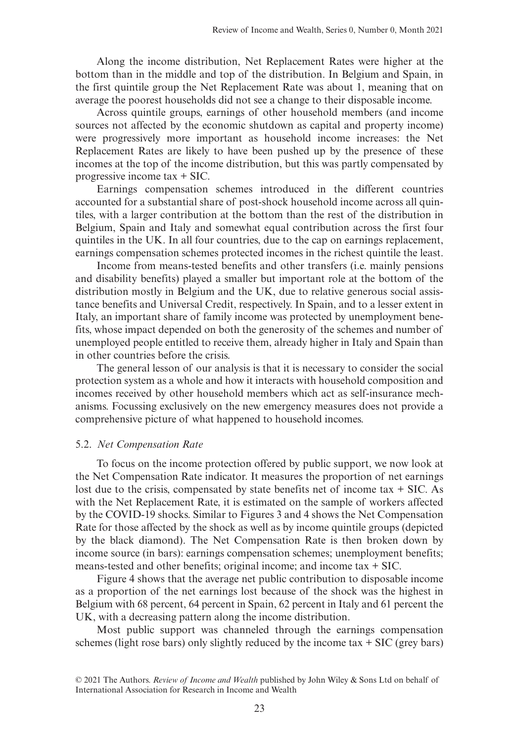Along the income distribution, Net Replacement Rates were higher at the bottom than in the middle and top of the distribution. In Belgium and Spain, in the first quintile group the Net Replacement Rate was about 1, meaning that on average the poorest households did not see a change to their disposable income.

Across quintile groups, earnings of other household members (and income sources not affected by the economic shutdown as capital and property income) were progressively more important as household income increases: the Net Replacement Rates are likely to have been pushed up by the presence of these incomes at the top of the income distribution, but this was partly compensated by progressive income tax + SIC.

Earnings compensation schemes introduced in the different countries accounted for a substantial share of post-shock household income across all quintiles, with a larger contribution at the bottom than the rest of the distribution in Belgium, Spain and Italy and somewhat equal contribution across the first four quintiles in the UK. In all four countries, due to the cap on earnings replacement, earnings compensation schemes protected incomes in the richest quintile the least.

Income from means-tested benefits and other transfers (i.e. mainly pensions and disability benefits) played a smaller but important role at the bottom of the distribution mostly in Belgium and the UK, due to relative generous social assistance benefits and Universal Credit, respectively. In Spain, and to a lesser extent in Italy, an important share of family income was protected by unemployment benefits, whose impact depended on both the generosity of the schemes and number of unemployed people entitled to receive them, already higher in Italy and Spain than in other countries before the crisis.

The general lesson of our analysis is that it is necessary to consider the social protection system as a whole and how it interacts with household composition and incomes received by other household members which act as self-insurance mechanisms. Focussing exclusively on the new emergency measures does not provide a comprehensive picture of what happened to household incomes.

### 5.2. *Net Compensation Rate*

To focus on the income protection offered by public support, we now look at the Net Compensation Rate indicator. It measures the proportion of net earnings lost due to the crisis, compensated by state benefits net of income tax + SIC. As with the Net Replacement Rate, it is estimated on the sample of workers affected by the COVID-19 shocks. Similar to Figures 3 and 4 shows the Net Compensation Rate for those affected by the shock as well as by income quintile groups (depicted by the black diamond). The Net Compensation Rate is then broken down by income source (in bars): earnings compensation schemes; unemployment benefits; means-tested and other benefits; original income; and income tax + SIC.

Figure 4 shows that the average net public contribution to disposable income as a proportion of the net earnings lost because of the shock was the highest in Belgium with 68 percent, 64 percent in Spain, 62 percent in Italy and 61 percent the UK, with a decreasing pattern along the income distribution.

Most public support was channeled through the earnings compensation schemes (light rose bars) only slightly reduced by the income tax + SIC (grey bars)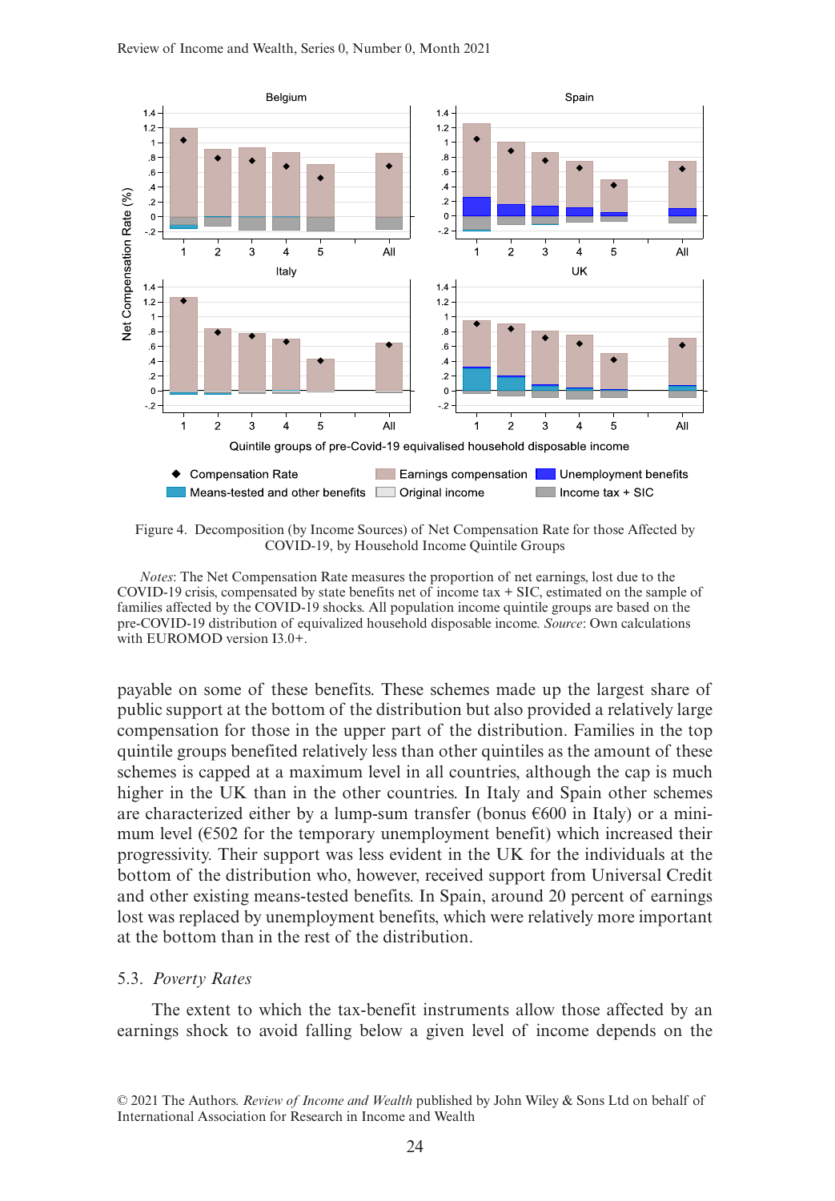Figure 4. Decomposition (by Income Sources) of Net Compensation Rate for those Affected by COVID-19, by Household Income Quintile Groups

*Notes*: The Net Compensation Rate measures the proportion of net earnings, lost due to the COVID-19 crisis, compensated by state benefits net of income tax + SIC, estimated on the sample of families affected by the COVID-19 shocks. All population income quintile groups are based on the pre-COVID-19 distribution of equivalized household disposable income. *Source*: Own calculations with EUROMOD version I3.0+.

payable on some of these benefits. These schemes made up the largest share of public support at the bottom of the distribution but also provided a relatively large compensation for those in the upper part of the distribution. Families in the top quintile groups benefited relatively less than other quintiles as the amount of these schemes is capped at a maximum level in all countries, although the cap is much higher in the UK than in the other countries. In Italy and Spain other schemes are characterized either by a lump-sum transfer (bonus €600 in Italy) or a minimum level (€502 for the temporary unemployment benefit) which increased their progressivity. Their support was less evident in the UK for the individuals at the bottom of the distribution who, however, received support from Universal Credit and other existing means-tested benefits. In Spain, around 20 percent of earnings lost was replaced by unemployment benefits, which were relatively more important at the bottom than in the rest of the distribution.

### 5.3. *Poverty Rates*

The extent to which the tax-benefit instruments allow those affected by an earnings shock to avoid falling below a given level of income depends on the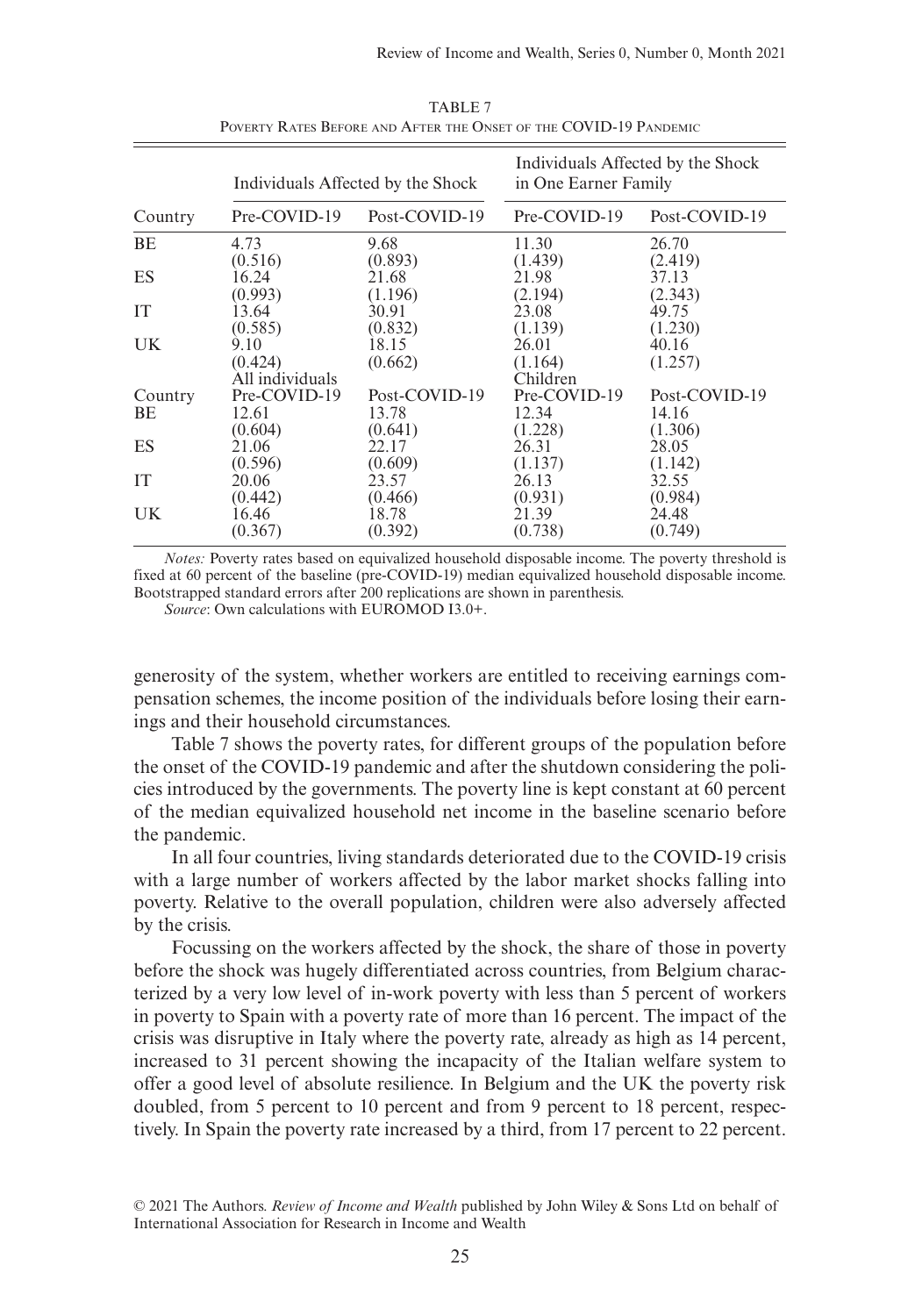TABLE 7

Poverty Rates Before and After the Onset of the COVID-19 Pandemic

| | Individuals Affected by the Shock | | Individuals Affected by the Shock in One Earner Family | |
|---|---|---|---|---|
| Country | Pre-COVID-19 | Post-COVID-19 | Pre-COVID-19 | Post-COVID-19 |
| BE | 4.73 | 9.68 | 11.30 | 26.70 |
| | (0.516) | (0.893) | (1.439) | (2.419) |
| ES | 16.24 | 21.68 | 21.98 | 37.13 |
| | (0.993) | (1.196) | (2.194) | (2.343) |
| IT | 13.64 | 30.91 | 23.08 | 49.75 |
| | (0.585) | (0.832) | (1.139) | (1.230) |
| UK | 9.10 | 18.15 | 26.01 | 40.16 |
| | (0.424) | (0.662) | (1.164) | (1.257) |
| | All individuals | | Children | |
| Country | Pre-COVID-19 | Post-COVID-19 | Pre-COVID-19 | Post-COVID-19 |
| BE | 12.61 | 13.78 | 12.34 | 14.16 |
| | (0.604) | (0.641) | (1.228) | (1.306) |
| ES | 21.06 | 22.17 | 26.31 | 28.05 |
| | (0.596) | (0.609) | (1.137) | (1.142) |
| IT | 20.06 | 23.57 | 26.13 | 32.55 |
| | (0.442) | (0.466) | (0.931) | (0.984) |
| UK | 16.46 | 18.78 | 21.39 | 24.48 |
| | (0.367) | (0.392) | (0.738) | (0.749) |

*Notes:* Poverty rates based on equivalized household disposable income. The poverty threshold is fixed at 60 percent of the baseline (pre-COVID-19) median equivalized household disposable income. Bootstrapped standard errors after 200 replications are shown in parenthesis.

*Source*: Own calculations with EUROMOD I3.0+.

generosity of the system, whether workers are entitled to receiving earnings compensation schemes, the income position of the individuals before losing their earnings and their household circumstances.

Table 7 shows the poverty rates, for different groups of the population before the onset of the COVID-19 pandemic and after the shutdown considering the policies introduced by the governments. The poverty line is kept constant at 60 percent of the median equivalized household net income in the baseline scenario before the pandemic.

In all four countries, living standards deteriorated due to the COVID-19 crisis with a large number of workers affected by the labor market shocks falling into poverty. Relative to the overall population, children were also adversely affected by the crisis.

Focussing on the workers affected by the shock, the share of those in poverty before the shock was hugely differentiated across countries, from Belgium characterized by a very low level of in-work poverty with less than 5 percent of workers in poverty to Spain with a poverty rate of more than 16 percent. The impact of the crisis was disruptive in Italy where the poverty rate, already as high as 14 percent, increased to 31 percent showing the incapacity of the Italian welfare system to offer a good level of absolute resilience. In Belgium and the UK the poverty risk doubled, from 5 percent to 10 percent and from 9 percent to 18 percent, respectively. In Spain the poverty rate increased by a third, from 17 percent to 22 percent.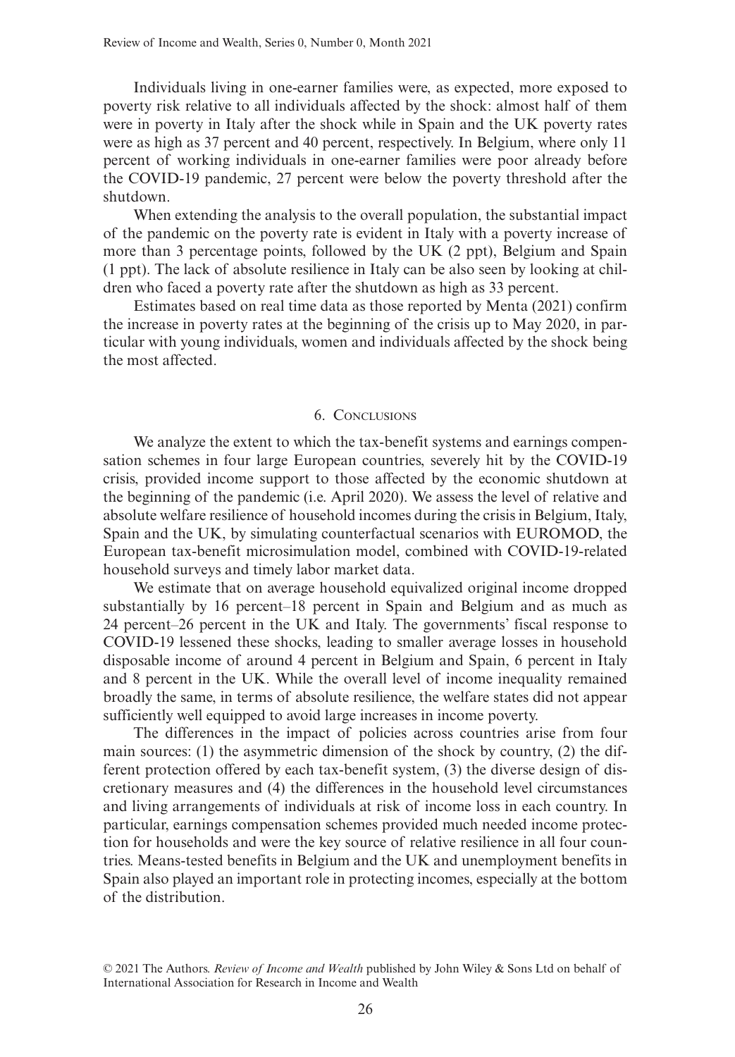Individuals living in one-earner families were, as expected, more exposed to poverty risk relative to all individuals affected by the shock: almost half of them were in poverty in Italy after the shock while in Spain and the UK poverty rates were as high as 37 percent and 40 percent, respectively. In Belgium, where only 11 percent of working individuals in one-earner families were poor already before the COVID-19 pandemic, 27 percent were below the poverty threshold after the shutdown.

When extending the analysis to the overall population, the substantial impact of the pandemic on the poverty rate is evident in Italy with a poverty increase of more than 3 percentage points, followed by the UK (2 ppt), Belgium and Spain (1 ppt). The lack of absolute resilience in Italy can be also seen by looking at children who faced a poverty rate after the shutdown as high as 33 percent.

Estimates based on real time data as those reported by Menta (2021) confirm the increase in poverty rates at the beginning of the crisis up to May 2020, in particular with young individuals, women and individuals affected by the shock being the most affected.

## 6. Conclusions

We analyze the extent to which the tax-benefit systems and earnings compensation schemes in four large European countries, severely hit by the COVID-19 crisis, provided income support to those affected by the economic shutdown at the beginning of the pandemic (i.e. April 2020). We assess the level of relative and absolute welfare resilience of household incomes during the crisis in Belgium, Italy, Spain and the UK, by simulating counterfactual scenarios with EUROMOD, the European tax-benefit microsimulation model, combined with COVID-19-related household surveys and timely labor market data.

We estimate that on average household equivalized original income dropped substantially by 16 percent–18 percent in Spain and Belgium and as much as 24 percent–26 percent in the UK and Italy. The governments' fiscal response to COVID-19 lessened these shocks, leading to smaller average losses in household disposable income of around 4 percent in Belgium and Spain, 6 percent in Italy and 8 percent in the UK. While the overall level of income inequality remained broadly the same, in terms of absolute resilience, the welfare states did not appear sufficiently well equipped to avoid large increases in income poverty.

The differences in the impact of policies across countries arise from four main sources: (1) the asymmetric dimension of the shock by country, (2) the different protection offered by each tax-benefit system, (3) the diverse design of discretionary measures and (4) the differences in the household level circumstances and living arrangements of individuals at risk of income loss in each country. In particular, earnings compensation schemes provided much needed income protection for households and were the key source of relative resilience in all four countries. Means-tested benefits in Belgium and the UK and unemployment benefits in Spain also played an important role in protecting incomes, especially at the bottom of the distribution.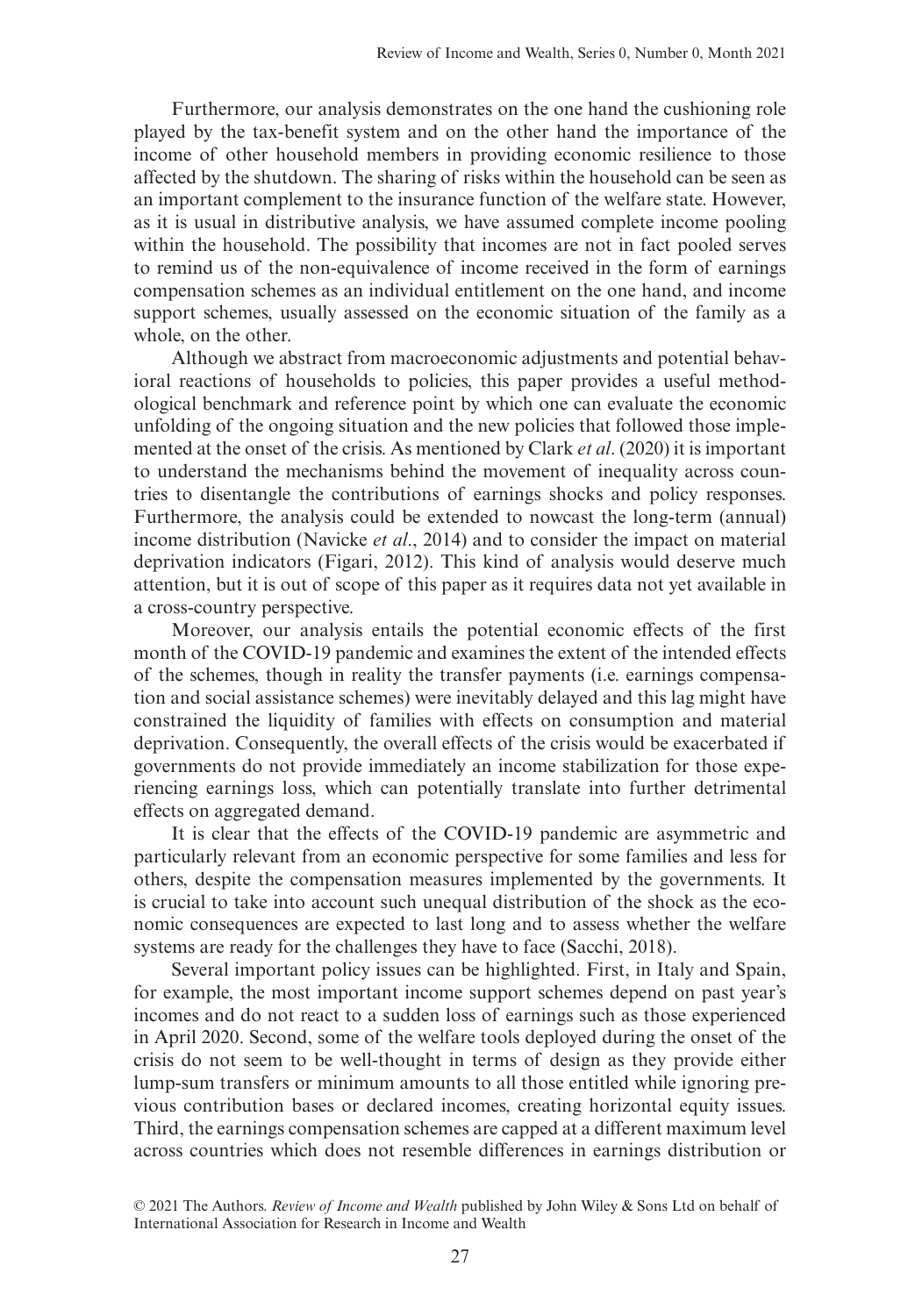Furthermore, our analysis demonstrates on the one hand the cushioning role played by the tax-benefit system and on the other hand the importance of the income of other household members in providing economic resilience to those affected by the shutdown. The sharing of risks within the household can be seen as an important complement to the insurance function of the welfare state. However, as it is usual in distributive analysis, we have assumed complete income pooling within the household. The possibility that incomes are not in fact pooled serves to remind us of the non-equivalence of income received in the form of earnings compensation schemes as an individual entitlement on the one hand, and income support schemes, usually assessed on the economic situation of the family as a whole, on the other.

Although we abstract from macroeconomic adjustments and potential behavioral reactions of households to policies, this paper provides a useful methodological benchmark and reference point by which one can evaluate the economic unfolding of the ongoing situation and the new policies that followed those implemented at the onset of the crisis. As mentioned by Clark *et al*. (2020) it is important to understand the mechanisms behind the movement of inequality across countries to disentangle the contributions of earnings shocks and policy responses. Furthermore, the analysis could be extended to nowcast the long-term (annual) income distribution (Navicke *et al*., 2014) and to consider the impact on material deprivation indicators (Figari, 2012). This kind of analysis would deserve much attention, but it is out of scope of this paper as it requires data not yet available in a cross-country perspective.

Moreover, our analysis entails the potential economic effects of the first month of the COVID-19 pandemic and examines the extent of the intended effects of the schemes, though in reality the transfer payments (i.e. earnings compensation and social assistance schemes) were inevitably delayed and this lag might have constrained the liquidity of families with effects on consumption and material deprivation. Consequently, the overall effects of the crisis would be exacerbated if governments do not provide immediately an income stabilization for those experiencing earnings loss, which can potentially translate into further detrimental effects on aggregated demand.

It is clear that the effects of the COVID-19 pandemic are asymmetric and particularly relevant from an economic perspective for some families and less for others, despite the compensation measures implemented by the governments. It is crucial to take into account such unequal distribution of the shock as the economic consequences are expected to last long and to assess whether the welfare systems are ready for the challenges they have to face (Sacchi, 2018).

Several important policy issues can be highlighted. First, in Italy and Spain, for example, the most important income support schemes depend on past year's incomes and do not react to a sudden loss of earnings such as those experienced in April 2020. Second, some of the welfare tools deployed during the onset of the crisis do not seem to be well-thought in terms of design as they provide either lump-sum transfers or minimum amounts to all those entitled while ignoring previous contribution bases or declared incomes, creating horizontal equity issues. Third, the earnings compensation schemes are capped at a different maximum level across countries which does not resemble differences in earnings distribution or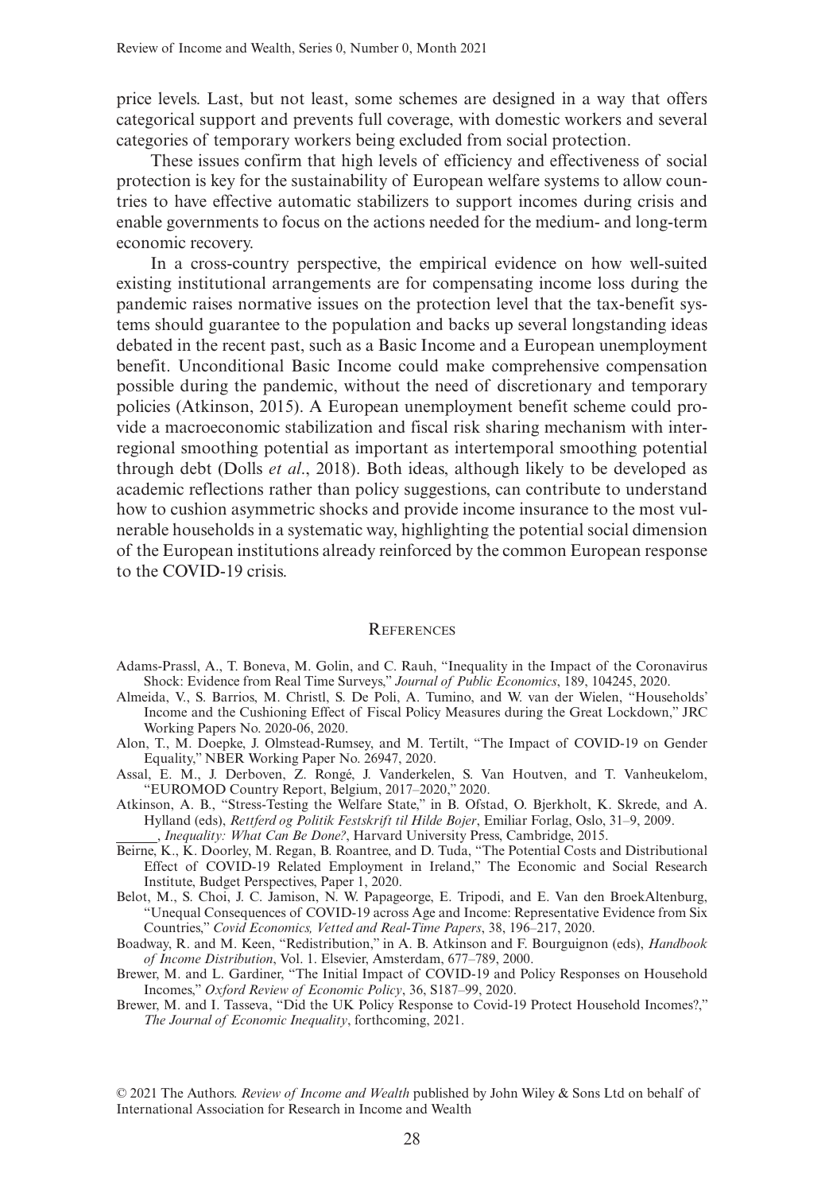price levels. Last, but not least, some schemes are designed in a way that offers categorical support and prevents full coverage, with domestic workers and several categories of temporary workers being excluded from social protection.

These issues confirm that high levels of efficiency and effectiveness of social protection is key for the sustainability of European welfare systems to allow countries to have effective automatic stabilizers to support incomes during crisis and enable governments to focus on the actions needed for the medium- and long-term economic recovery.

In a cross-country perspective, the empirical evidence on how well-suited existing institutional arrangements are for compensating income loss during the pandemic raises normative issues on the protection level that the tax-benefit systems should guarantee to the population and backs up several longstanding ideas debated in the recent past, such as a Basic Income and a European unemployment benefit. Unconditional Basic Income could make comprehensive compensation possible during the pandemic, without the need of discretionary and temporary policies (Atkinson, 2015). A European unemployment benefit scheme could provide a macroeconomic stabilization and fiscal risk sharing mechanism with interregional smoothing potential as important as intertemporal smoothing potential through debt (Dolls *et al*., 2018). Both ideas, although likely to be developed as academic reflections rather than policy suggestions, can contribute to understand how to cushion asymmetric shocks and provide income insurance to the most vulnerable households in a systematic way, highlighting the potential social dimension of the European institutions already reinforced by the common European response to the COVID-19 crisis.

## References

Adams-Prassl, A., T. Boneva, M. Golin, and C. Rauh, "Inequality in the Impact of the Coronavirus Shock: Evidence from Real Time Surveys," *Journal of Public Economics*, 189, 104245, 2020.

Almeida, V., S. Barrios, M. Christl, S. De Poli, A. Tumino, and W. van der Wielen, "Households' Income and the Cushioning Effect of Fiscal Policy Measures during the Great Lockdown," JRC Working Papers No. 2020-06, 2020.

Alon, T., M. Doepke, J. Olmstead-Rumsey, and M. Tertilt, "The Impact of COVID-19 on Gender Equality," NBER Working Paper No. 26947, 2020.

Assal, E. M., J. Derboven, Z. Rongé, J. Vanderkelen, S. Van Houtven, and T. Vanheukelom, "EUROMOD Country Report, Belgium, 2017–2020," 2020.

Atkinson, A. B., "Stress-Testing the Welfare State," in B. Ofstad, O. Bjerkholt, K. Skrede, and A. Hylland (eds), *Rettferd og Politik Festskrift til Hilde Bojer*, Emiliar Forlag, Oslo, 31–9, 2009.

______, *Inequality: What Can Be Done?*, Harvard University Press, Cambridge, 2015.

Beirne, K., K. Doorley, M. Regan, B. Roantree, and D. Tuda, "The Potential Costs and Distributional Effect of COVID-19 Related Employment in Ireland," The Economic and Social Research Institute, Budget Perspectives, Paper 1, 2020.

Belot, M., S. Choi, J. C. Jamison, N. W. Papageorge, E. Tripodi, and E. Van den BroekAltenburg, "Unequal Consequences of COVID-19 across Age and Income: Representative Evidence from Six Countries," *Covid Economics, Vetted and Real-Time Papers*, 38, 196–217, 2020.

Boadway, R. and M. Keen, "Redistribution," in A. B. Atkinson and F. Bourguignon (eds), *Handbook of Income Distribution*, Vol. 1. Elsevier, Amsterdam, 677–789, 2000.

Brewer, M. and L. Gardiner, "The Initial Impact of COVID-19 and Policy Responses on Household Incomes," *Oxford Review of Economic Policy*, 36, S187–99, 2020.

Brewer, M. and I. Tasseva, "Did the UK Policy Response to Covid-19 Protect Household Incomes?," *The Journal of Economic Inequality*, forthcoming, 2021.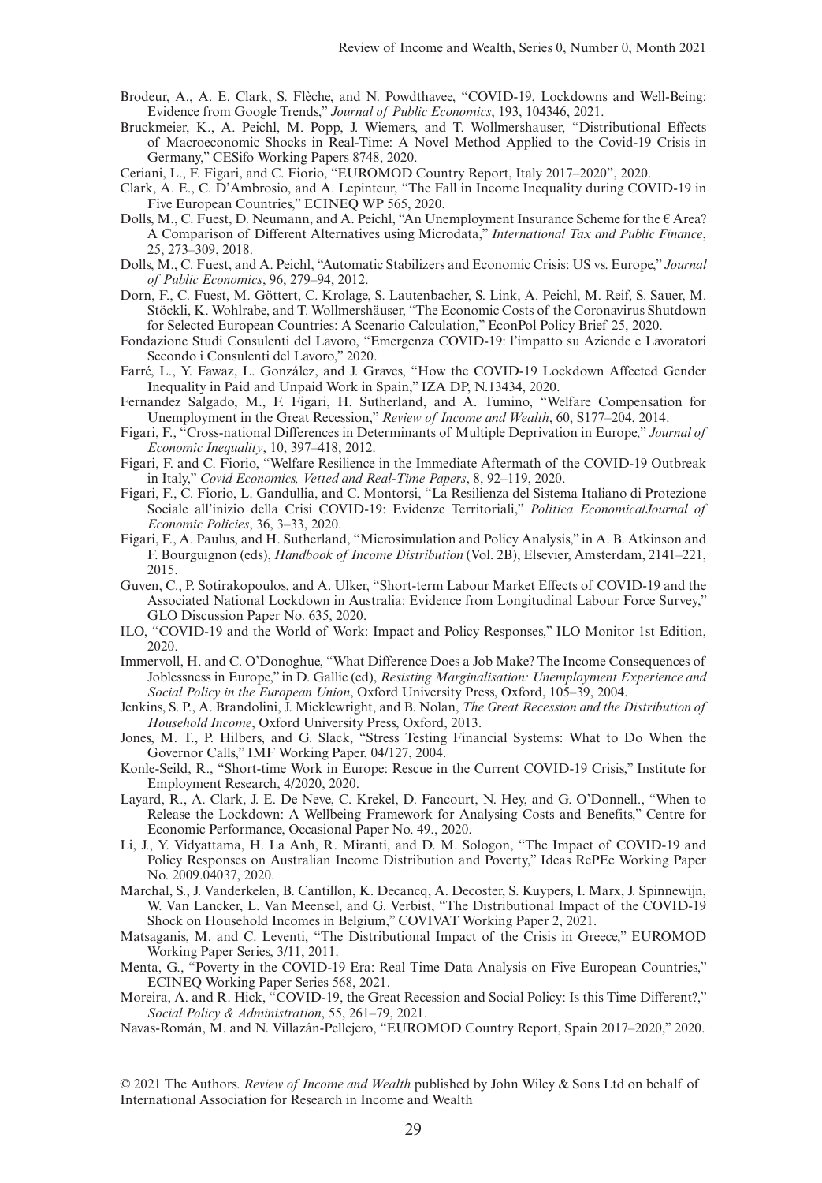Brodeur, A., A. E. Clark, S. Flèche, and N. Powdthavee, "COVID-19, Lockdowns and Well-Being: Evidence from Google Trends," *Journal of Public Economics*, 193, 104346, 2021.

Bruckmeier, K., A. Peichl, M. Popp, J. Wiemers, and T. Wollmershauser, "Distributional Effects of Macroeconomic Shocks in Real-Time: A Novel Method Applied to the Covid-19 Crisis in Germany," CESifo Working Papers 8748, 2020.

Ceriani, L., F. Figari, and C. Fiorio, "EUROMOD Country Report, Italy 2017–2020", 2020.

Clark, A. E., C. D'Ambrosio, and A. Lepinteur, "The Fall in Income Inequality during COVID-19 in Five European Countries," ECINEQ WP 565, 2020.

Dolls, M., C. Fuest, D. Neumann, and A. Peichl, "An Unemployment Insurance Scheme for the € Area? A Comparison of Different Alternatives using Microdata," *International Tax and Public Finance*, 25, 273–309, 2018.

Dolls, M., C. Fuest, and A. Peichl, "Automatic Stabilizers and Economic Crisis: US vs. Europe," *Journal of Public Economics*, 96, 279–94, 2012.

Dorn, F., C. Fuest, M. Göttert, C. Krolage, S. Lautenbacher, S. Link, A. Peichl, M. Reif, S. Sauer, M. Stöckli, K. Wohlrabe, and T. Wollmershäuser, "The Economic Costs of the Coronavirus Shutdown for Selected European Countries: A Scenario Calculation," EconPol Policy Brief 25, 2020.

Fondazione Studi Consulenti del Lavoro, "Emergenza COVID-19: l'impatto su Aziende e Lavoratori Secondo i Consulenti del Lavoro," 2020.

Farré, L., Y. Fawaz, L. González, and J. Graves, "How the COVID-19 Lockdown Affected Gender Inequality in Paid and Unpaid Work in Spain," IZA DP, N.13434, 2020.

Fernandez Salgado, M., F. Figari, H. Sutherland, and A. Tumino, "Welfare Compensation for Unemployment in the Great Recession," *Review of Income and Wealth*, 60, S177–204, 2014.

Figari, F., "Cross-national Differences in Determinants of Multiple Deprivation in Europe," *Journal of Economic Inequality*, 10, 397–418, 2012.

Figari, F. and C. Fiorio, "Welfare Resilience in the Immediate Aftermath of the COVID-19 Outbreak in Italy," *Covid Economics, Vetted and Real-Time Papers*, 8, 92–119, 2020.

Figari, F., C. Fiorio, L. Gandullia, and C. Montorsi, "La Resilienza del Sistema Italiano di Protezione Sociale all'inizio della Crisi COVID-19: Evidenze Territoriali," *Politica Economica/Journal of Economic Policies*, 36, 3–33, 2020.

Figari, F., A. Paulus, and H. Sutherland, "Microsimulation and Policy Analysis," in A. B. Atkinson and F. Bourguignon (eds), *Handbook of Income Distribution* (Vol. 2B), Elsevier, Amsterdam, 2141–221, 2015.

Guven, C., P. Sotirakopoulos, and A. Ulker, "Short-term Labour Market Effects of COVID-19 and the Associated National Lockdown in Australia: Evidence from Longitudinal Labour Force Survey," GLO Discussion Paper No. 635, 2020.

ILO, "COVID-19 and the World of Work: Impact and Policy Responses," ILO Monitor 1st Edition, 2020.

Immervoll, H. and C. O'Donoghue, "What Difference Does a Job Make? The Income Consequences of Joblessness in Europe," in D. Gallie (ed), *Resisting Marginalisation: Unemployment Experience and Social Policy in the European Union*, Oxford University Press, Oxford, 105–39, 2004.

Jenkins, S. P., A. Brandolini, J. Micklewright, and B. Nolan, *The Great Recession and the Distribution of Household Income*, Oxford University Press, Oxford, 2013.

Jones, M. T., P. Hilbers, and G. Slack, "Stress Testing Financial Systems: What to Do When the Governor Calls," IMF Working Paper, 04/127, 2004.

Konle-Seild, R., "Short-time Work in Europe: Rescue in the Current COVID-19 Crisis," Institute for Employment Research, 4/2020, 2020.

Layard, R., A. Clark, J. E. De Neve, C. Krekel, D. Fancourt, N. Hey, and G. O'Donnell., "When to Release the Lockdown: A Wellbeing Framework for Analysing Costs and Benefits," Centre for Economic Performance, Occasional Paper No. 49., 2020.

Li, J., Y. Vidyattama, H. La Anh, R. Miranti, and D. M. Sologon, "The Impact of COVID-19 and Policy Responses on Australian Income Distribution and Poverty," Ideas RePEc Working Paper No. 2009.04037, 2020.

Marchal, S., J. Vanderkelen, B. Cantillon, K. Decancq, A. Decoster, S. Kuypers, I. Marx, J. Spinnewijn, W. Van Lancker, L. Van Meensel, and G. Verbist, "The Distributional Impact of the COVID-19 Shock on Household Incomes in Belgium," COVIVAT Working Paper 2, 2021.

Matsaganis, M. and C. Leventi, "The Distributional Impact of the Crisis in Greece," EUROMOD Working Paper Series, 3/11, 2011.

Menta, G., "Poverty in the COVID-19 Era: Real Time Data Analysis on Five European Countries," ECINEQ Working Paper Series 568, 2021.

Moreira, A. and R. Hick, "COVID-19, the Great Recession and Social Policy: Is this Time Different?," *Social Policy & Administration*, 55, 261–79, 2021.

Navas-Román, M. and N. Villazán-Pellejero, "EUROMOD Country Report, Spain 2017–2020," 2020.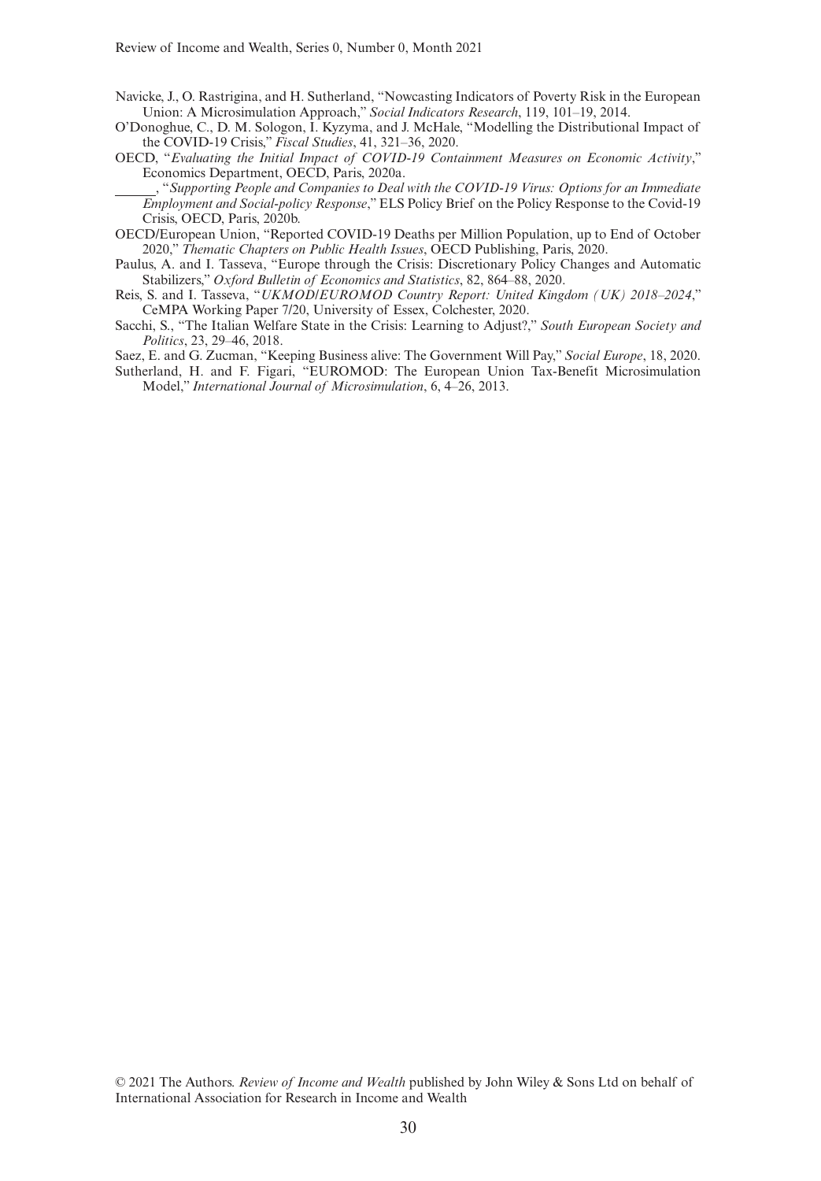Navicke, J., O. Rastrigina, and H. Sutherland, "Nowcasting Indicators of Poverty Risk in the European Union: A Microsimulation Approach," *Social Indicators Research*, 119, 101–19, 2014.

O'Donoghue, C., D. M. Sologon, I. Kyzyma, and J. McHale, "Modelling the Distributional Impact of the COVID-19 Crisis," *Fiscal Studies*, 41, 321–36, 2020.

OECD, "*Evaluating the Initial Impact of COVID-19 Containment Measures on Economic Activity*," Economics Department, OECD, Paris, 2020a.

______, "*Supporting People and Companies to Deal with the COVID-19 Virus: Options for an Immediate Employment and Social-policy Response*," ELS Policy Brief on the Policy Response to the Covid-19 Crisis, OECD, Paris, 2020b.

OECD/European Union, "Reported COVID-19 Deaths per Million Population, up to End of October 2020," *Thematic Chapters on Public Health Issues*, OECD Publishing, Paris, 2020.

Paulus, A. and I. Tasseva, "Europe through the Crisis: Discretionary Policy Changes and Automatic Stabilizers," *Oxford Bulletin of Economics and Statistics*, 82, 864–88, 2020.

Reis, S. and I. Tasseva, "*UKMOD/EUROMOD Country Report: United Kingdom (UK) 2018–2024*," CeMPA Working Paper 7/20, University of Essex, Colchester, 2020.

Sacchi, S., "The Italian Welfare State in the Crisis: Learning to Adjust?," *South European Society and Politics*, 23, 29–46, 2018.

Saez, E. and G. Zucman, "Keeping Business alive: The Government Will Pay," *Social Europe*, 18, 2020.

Sutherland, H. and F. Figari, "EUROMOD: The European Union Tax-Benefit Microsimulation Model," *International Journal of Microsimulation*, 6, 4–26, 2013.